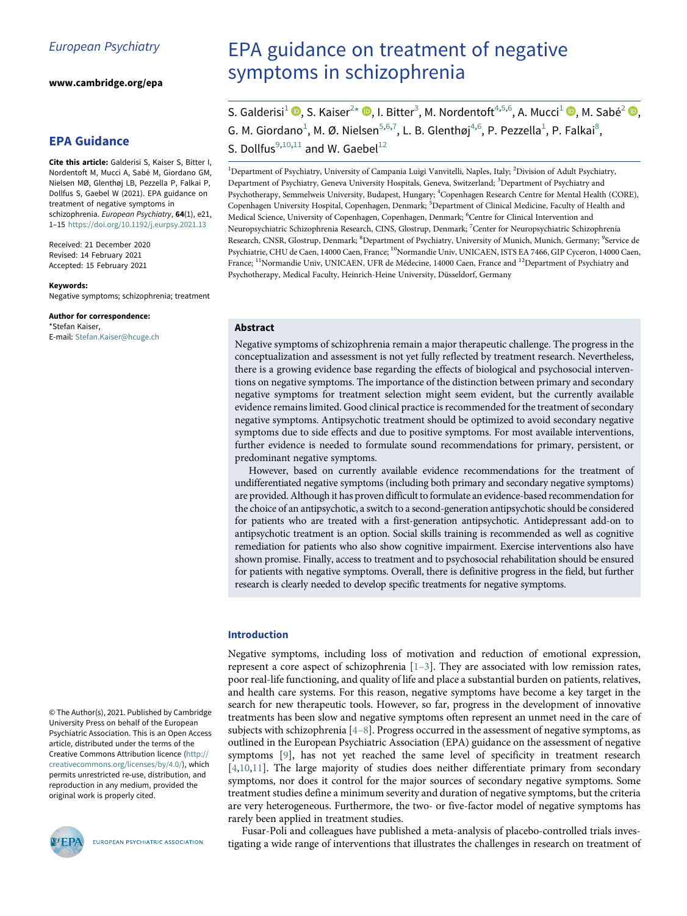European Psychiatry

www.cambridge.org/epa

## EPA Guidance

**Cite this article:** Galderisi S, Kaiser S, Bitter I, Nordentoft M, Mucci A, Sabé M, Giordano GM, Nielsen MØ, Glenthøj LB, Pezzella P, Falkai P, Dollfus S, Gaebel W (2021). EPA guidance on treatment of negative symptoms in schizophrenia. *European Psychiatry*, **64**(1), e21, 1–15 https://doi.org/10.1192/j.eurpsy.2021.13

Received: 21 December 2020
Revised: 14 February 2021
Accepted: 15 February 2021

**Keywords:**
Negative symptoms; schizophrenia; treatment

**Author for correspondence:**
*Stefan Kaiser,
E-mail: Stefan.Kaiser@hcuge.ch

© The Author(s), 2021. Published by Cambridge University Press on behalf of the European Psychiatric Association. This is an Open Access article, distributed under the terms of the Creative Commons Attribution licence (http://creativecommons.org/licenses/by/4.0/), which permits unrestricted re-use, distribution, and reproduction in any medium, provided the original work is properly cited.

# EPA guidance on treatment of negative symptoms in schizophrenia

S. Galderisi[1], S. Kaiser[2]*, I. Bitter[3], M. Nordentoft[4,5,6], A. Mucci[1], M. Sabé[2], G. M. Giordano[1], M. Ø. Nielsen[5,6,7], L. B. Glenthøj[4,6], P. Pezzella[1], P. Falkai[8], S. Dollfus[9,10,11] and W. Gaebel[12]

[1]Department of Psychiatry, University of Campania Luigi Vanvitelli, Naples, Italy; [2]Division of Adult Psychiatry, Department of Psychiatry, Geneva University Hospitals, Geneva, Switzerland; [3]Department of Psychiatry and Psychotherapy, Semmelweis University, Budapest, Hungary; [4]Copenhagen Research Centre for Mental Health (CORE), Copenhagen University Hospital, Copenhagen, Denmark; [5]Department of Clinical Medicine, Faculty of Health and Medical Science, University of Copenhagen, Copenhagen, Denmark; [6]Centre for Clinical Intervention and Neuropsychiatric Schizophrenia Research, CINS, Glostrup, Denmark; [7]Center for Neuropsychiatric Schizophrenia Research, CNSR, Glostrup, Denmark; [8]Department of Psychiatry, University of Munich, Munich, Germany; [9]Service de Psychiatrie, CHU de Caen, 14000 Caen, France; [10]Normandie Univ, UNICAEN, ISTS EA 7466, GIP Cyceron, 14000 Caen, France; [11]Normandie Univ, UNICAEN, UFR de Médecine, 14000 Caen, France and [12]Department of Psychiatry and Psychotherapy, Medical Faculty, Heinrich-Heine University, Düsseldorf, Germany

### Abstract

Negative symptoms of schizophrenia remain a major therapeutic challenge. The progress in the conceptualization and assessment is not yet fully reflected by treatment research. Nevertheless, there is a growing evidence base regarding the effects of biological and psychosocial interventions on negative symptoms. The importance of the distinction between primary and secondary negative symptoms for treatment selection might seem evident, but the currently available evidence remains limited. Good clinical practice is recommended for the treatment of secondary negative symptoms. Antipsychotic treatment should be optimized to avoid secondary negative symptoms due to side effects and due to positive symptoms. For most available interventions, further evidence is needed to formulate sound recommendations for primary, persistent, or predominant negative symptoms.

However, based on currently available evidence recommendations for the treatment of undifferentiated negative symptoms (including both primary and secondary negative symptoms) are provided. Although it has proven difficult to formulate an evidence-based recommendation for the choice of an antipsychotic, a switch to a second-generation antipsychotic should be considered for patients who are treated with a first-generation antipsychotic. Antidepressant add-on to antipsychotic treatment is an option. Social skills training is recommended as well as cognitive remediation for patients who also show cognitive impairment. Exercise interventions also have shown promise. Finally, access to treatment and to psychosocial rehabilitation should be ensured for patients with negative symptoms. Overall, there is definitive progress in the field, but further research is clearly needed to develop specific treatments for negative symptoms.

## Introduction

Negative symptoms, including loss of motivation and reduction of emotional expression, represent a core aspect of schizophrenia [1–3]. They are associated with low remission rates, poor real-life functioning, and quality of life and place a substantial burden on patients, relatives, and health care systems. For this reason, negative symptoms have become a key target in the search for new therapeutic tools. However, so far, progress in the development of innovative treatments has been slow and negative symptoms often represent an unmet need in the care of subjects with schizophrenia [4–8]. Progress occurred in the assessment of negative symptoms, as outlined in the European Psychiatric Association (EPA) guidance on the assessment of negative symptoms [9], has not yet reached the same level of specificity in treatment research [4,10,11]. The large majority of studies does neither differentiate primary from secondary symptoms, nor does it control for the major sources of secondary negative symptoms. Some treatment studies define a minimum severity and duration of negative symptoms, but the criteria are very heterogeneous. Furthermore, the two- or five-factor model of negative symptoms has rarely been applied in treatment studies.

Fusar-Poli and colleagues have published a meta-analysis of placebo-controlled trials investigating a wide range of interventions that illustrates the challenges in research on treatment of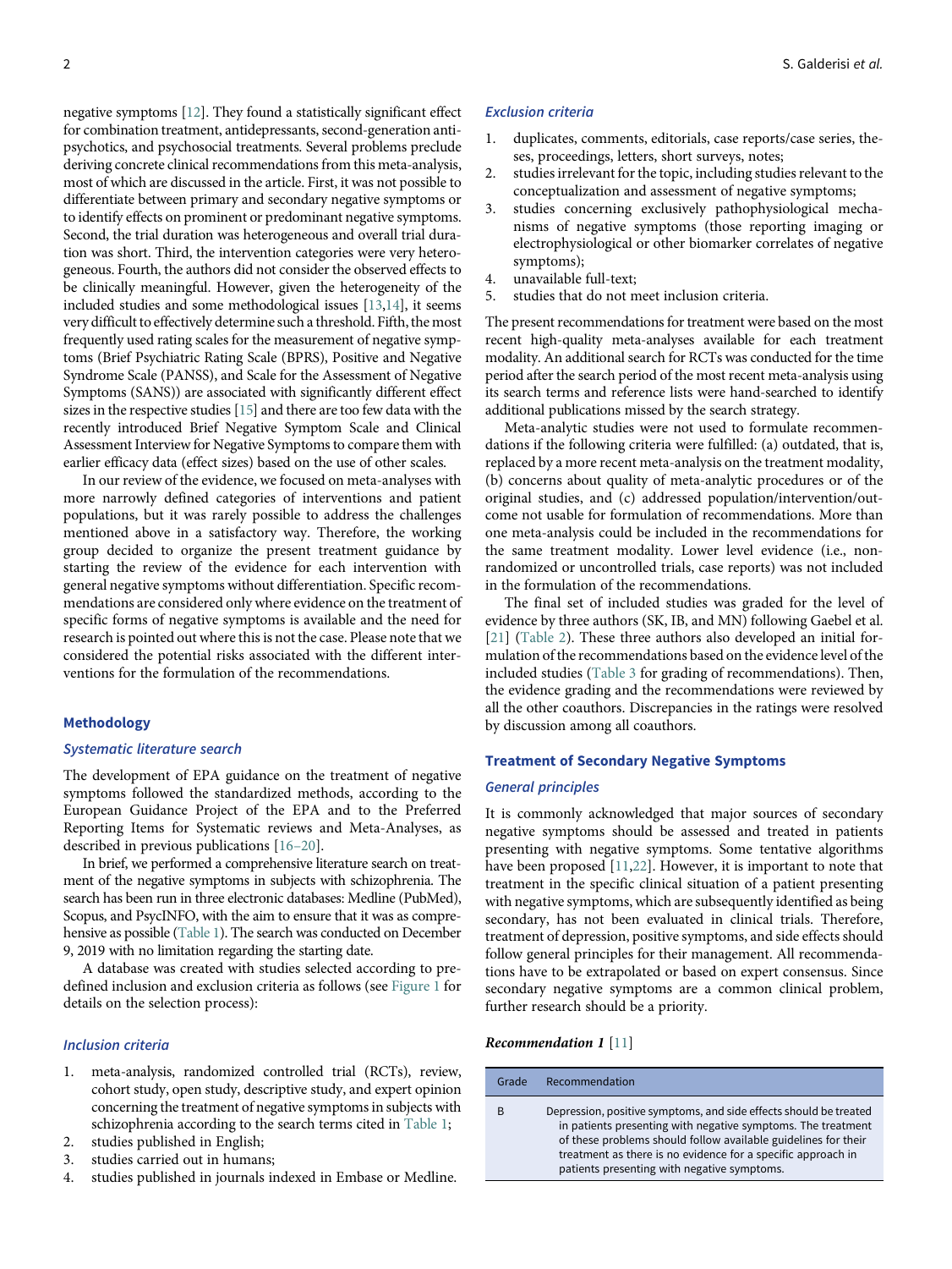negative symptoms [12]. They found a statistically significant effect for combination treatment, antidepressants, second-generation antipsychotics, and psychosocial treatments. Several problems preclude deriving concrete clinical recommendations from this meta-analysis, most of which are discussed in the article. First, it was not possible to differentiate between primary and secondary negative symptoms or to identify effects on prominent or predominant negative symptoms. Second, the trial duration was heterogeneous and overall trial duration was short. Third, the intervention categories were very heterogeneous. Fourth, the authors did not consider the observed effects to be clinically meaningful. However, given the heterogeneity of the included studies and some methodological issues [13,14], it seems very difficult to effectively determine such a threshold. Fifth, the most frequently used rating scales for the measurement of negative symptoms (Brief Psychiatric Rating Scale (BPRS), Positive and Negative Syndrome Scale (PANSS), and Scale for the Assessment of Negative Symptoms (SANS)) are associated with significantly different effect sizes in the respective studies [15] and there are too few data with the recently introduced Brief Negative Symptom Scale and Clinical Assessment Interview for Negative Symptoms to compare them with earlier efficacy data (effect sizes) based on the use of other scales.

In our review of the evidence, we focused on meta-analyses with more narrowly defined categories of interventions and patient populations, but it was rarely possible to address the challenges mentioned above in a satisfactory way. Therefore, the working group decided to organize the present treatment guidance by starting the review of the evidence for each intervention with general negative symptoms without differentiation. Specific recommendations are considered only where evidence on the treatment of specific forms of negative symptoms is available and the need for research is pointed out where this is not the case. Please note that we considered the potential risks associated with the different interventions for the formulation of the recommendations.

## Methodology

### Systematic literature search

The development of EPA guidance on the treatment of negative symptoms followed the standardized methods, according to the European Guidance Project of the EPA and to the Preferred Reporting Items for Systematic reviews and Meta-Analyses, as described in previous publications [16–20].

In brief, we performed a comprehensive literature search on treatment of the negative symptoms in subjects with schizophrenia. The search has been run in three electronic databases: Medline (PubMed), Scopus, and PsycINFO, with the aim to ensure that it was as comprehensive as possible (Table 1). The search was conducted on December 9, 2019 with no limitation regarding the starting date.

A database was created with studies selected according to predefined inclusion and exclusion criteria as follows (see Figure 1 for details on the selection process):

### Inclusion criteria

1. meta-analysis, randomized controlled trial (RCTs), review, cohort study, open study, descriptive study, and expert opinion concerning the treatment of negative symptoms in subjects with schizophrenia according to the search terms cited in Table 1;
2. studies published in English;
3. studies carried out in humans;
4. studies published in journals indexed in Embase or Medline.

### Exclusion criteria

1. duplicates, comments, editorials, case reports/case series, theses, proceedings, letters, short surveys, notes;
2. studies irrelevant for the topic, including studies relevant to the conceptualization and assessment of negative symptoms;
3. studies concerning exclusively pathophysiological mechanisms of negative symptoms (those reporting imaging or electrophysiological or other biomarker correlates of negative symptoms);
4. unavailable full-text;
5. studies that do not meet inclusion criteria.

The present recommendations for treatment were based on the most recent high-quality meta-analyses available for each treatment modality. An additional search for RCTs was conducted for the time period after the search period of the most recent meta-analysis using its search terms and reference lists were hand-searched to identify additional publications missed by the search strategy.

Meta-analytic studies were not used to formulate recommendations if the following criteria were fulfilled: (a) outdated, that is, replaced by a more recent meta-analysis on the treatment modality, (b) concerns about quality of meta-analytic procedures or of the original studies, and (c) addressed population/intervention/outcome not usable for formulation of recommendations. More than one meta-analysis could be included in the recommendations for the same treatment modality. Lower level evidence (i.e., non-randomized or uncontrolled trials, case reports) was not included in the formulation of the recommendations.

The final set of included studies was graded for the level of evidence by three authors (SK, IB, and MN) following Gaebel et al. [21] (Table 2). These three authors also developed an initial formulation of the recommendations based on the evidence level of the included studies (Table 3 for grading of recommendations). Then, the evidence grading and the recommendations were reviewed by all the other coauthors. Discrepancies in the ratings were resolved by discussion among all coauthors.

## Treatment of Secondary Negative Symptoms

### General principles

It is commonly acknowledged that major sources of secondary negative symptoms should be assessed and treated in patients presenting with negative symptoms. Some tentative algorithms have been proposed [11,22]. However, it is important to note that treatment in the specific clinical situation of a patient presenting with negative symptoms, which are subsequently identified as being secondary, has not been evaluated in clinical trials. Therefore, treatment of depression, positive symptoms, and side effects should follow general principles for their management. All recommendations have to be extrapolated or based on expert consensus. Since secondary negative symptoms are a common clinical problem, further research should be a priority.

***Recommendation 1*** [11]

| Grade | Recommendation |
|---|---|
| B | Depression, positive symptoms, and side effects should be treated in patients presenting with negative symptoms. The treatment of these problems should follow available guidelines for their treatment as there is no evidence for a specific approach in patients presenting with negative symptoms. |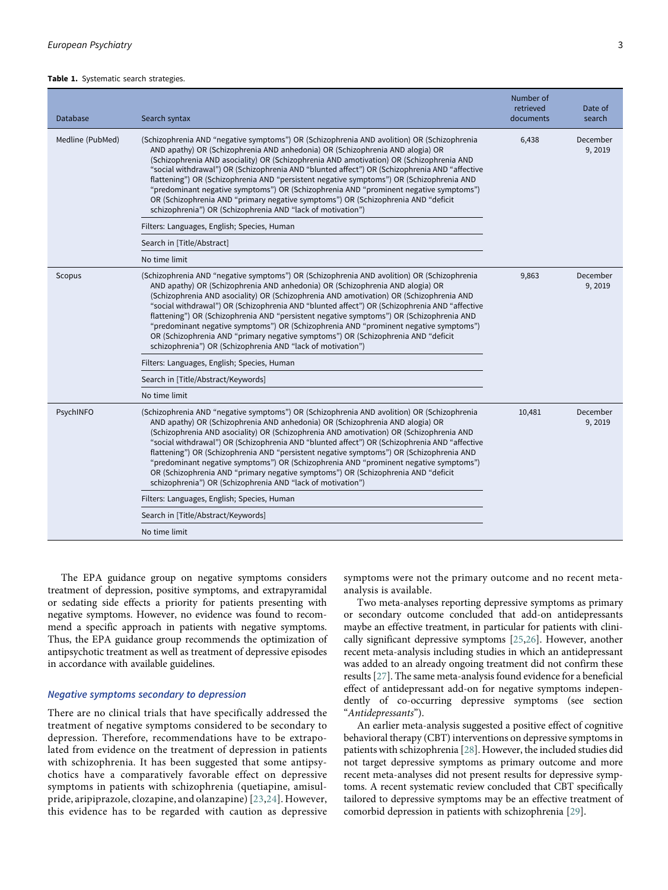**Table 1.** Systematic search strategies.

| Database | Search syntax | Number of retrieved documents | Date of search |
|---|---|---|---|
| Medline (PubMed) | (Schizophrenia AND "negative symptoms") OR (Schizophrenia AND avolition) OR (Schizophrenia AND apathy) OR (Schizophrenia AND anhedonia) OR (Schizophrenia AND alogia) OR (Schizophrenia AND asociality) OR (Schizophrenia AND amotivation) OR (Schizophrenia AND "social withdrawal") OR (Schizophrenia AND "blunted affect") OR (Schizophrenia AND "affective flattening") OR (Schizophrenia AND "persistent negative symptoms") OR (Schizophrenia AND "predominant negative symptoms") OR (Schizophrenia AND "prominent negative symptoms") OR (Schizophrenia AND "primary negative symptoms") OR (Schizophrenia AND "deficit schizophrenia") OR (Schizophrenia AND "lack of motivation") | 6,438 | December 9, 2019 |
| | Filters: Languages, English; Species, Human | | |
| | Search in [Title/Abstract] | | |
| | No time limit | | |
| Scopus | (Schizophrenia AND "negative symptoms") OR (Schizophrenia AND avolition) OR (Schizophrenia AND apathy) OR (Schizophrenia AND anhedonia) OR (Schizophrenia AND alogia) OR (Schizophrenia AND asociality) OR (Schizophrenia AND amotivation) OR (Schizophrenia AND "social withdrawal") OR (Schizophrenia AND "blunted affect") OR (Schizophrenia AND "affective flattening") OR (Schizophrenia AND "persistent negative symptoms") OR (Schizophrenia AND "predominant negative symptoms") OR (Schizophrenia AND "prominent negative symptoms") OR (Schizophrenia AND "primary negative symptoms") OR (Schizophrenia AND "deficit schizophrenia") OR (Schizophrenia AND "lack of motivation") | 9,863 | December 9, 2019 |
| | Filters: Languages, English; Species, Human | | |
| | Search in [Title/Abstract/Keywords] | | |
| | No time limit | | |
| PsychINFO | (Schizophrenia AND "negative symptoms") OR (Schizophrenia AND avolition) OR (Schizophrenia AND apathy) OR (Schizophrenia AND anhedonia) OR (Schizophrenia AND alogia) OR (Schizophrenia AND asociality) OR (Schizophrenia AND amotivation) OR (Schizophrenia AND "social withdrawal") OR (Schizophrenia AND "blunted affect") OR (Schizophrenia AND "affective flattening") OR (Schizophrenia AND "persistent negative symptoms") OR (Schizophrenia AND "predominant negative symptoms") OR (Schizophrenia AND "prominent negative symptoms") OR (Schizophrenia AND "primary negative symptoms") OR (Schizophrenia AND "deficit schizophrenia") OR (Schizophrenia AND "lack of motivation") | 10,481 | December 9, 2019 |
| | Filters: Languages, English; Species, Human | | |
| | Search in [Title/Abstract/Keywords] | | |
| | No time limit | | |

The EPA guidance group on negative symptoms considers treatment of depression, positive symptoms, and extrapyramidal or sedating side effects a priority for patients presenting with negative symptoms. However, no evidence was found to recommend a specific approach in patients with negative symptoms. Thus, the EPA guidance group recommends the optimization of antipsychotic treatment as well as treatment of depressive episodes in accordance with available guidelines.

### *Negative symptoms secondary to depression*

There are no clinical trials that have specifically addressed the treatment of negative symptoms considered to be secondary to depression. Therefore, recommendations have to be extrapolated from evidence on the treatment of depression in patients with schizophrenia. It has been suggested that some antipsychotics have a comparatively favorable effect on depressive symptoms in patients with schizophrenia (quetiapine, amisulpride, aripiprazole, clozapine, and olanzapine) [23,24]. However, this evidence has to be regarded with caution as depressive symptoms were not the primary outcome and no recent meta-analysis is available.

Two meta-analyses reporting depressive symptoms as primary or secondary outcome concluded that add-on antidepressants maybe an effective treatment, in particular for patients with clinically significant depressive symptoms [25,26]. However, another recent meta-analysis including studies in which an antidepressant was added to an already ongoing treatment did not confirm these results [27]. The same meta-analysis found evidence for a beneficial effect of antidepressant add-on for negative symptoms independently of co-occurring depressive symptoms (see section "*Antidepressants*").

An earlier meta-analysis suggested a positive effect of cognitive behavioral therapy (CBT) interventions on depressive symptoms in patients with schizophrenia [28]. However, the included studies did not target depressive symptoms as primary outcome and more recent meta-analyses did not present results for depressive symptoms. A recent systematic review concluded that CBT specifically tailored to depressive symptoms may be an effective treatment of comorbid depression in patients with schizophrenia [29].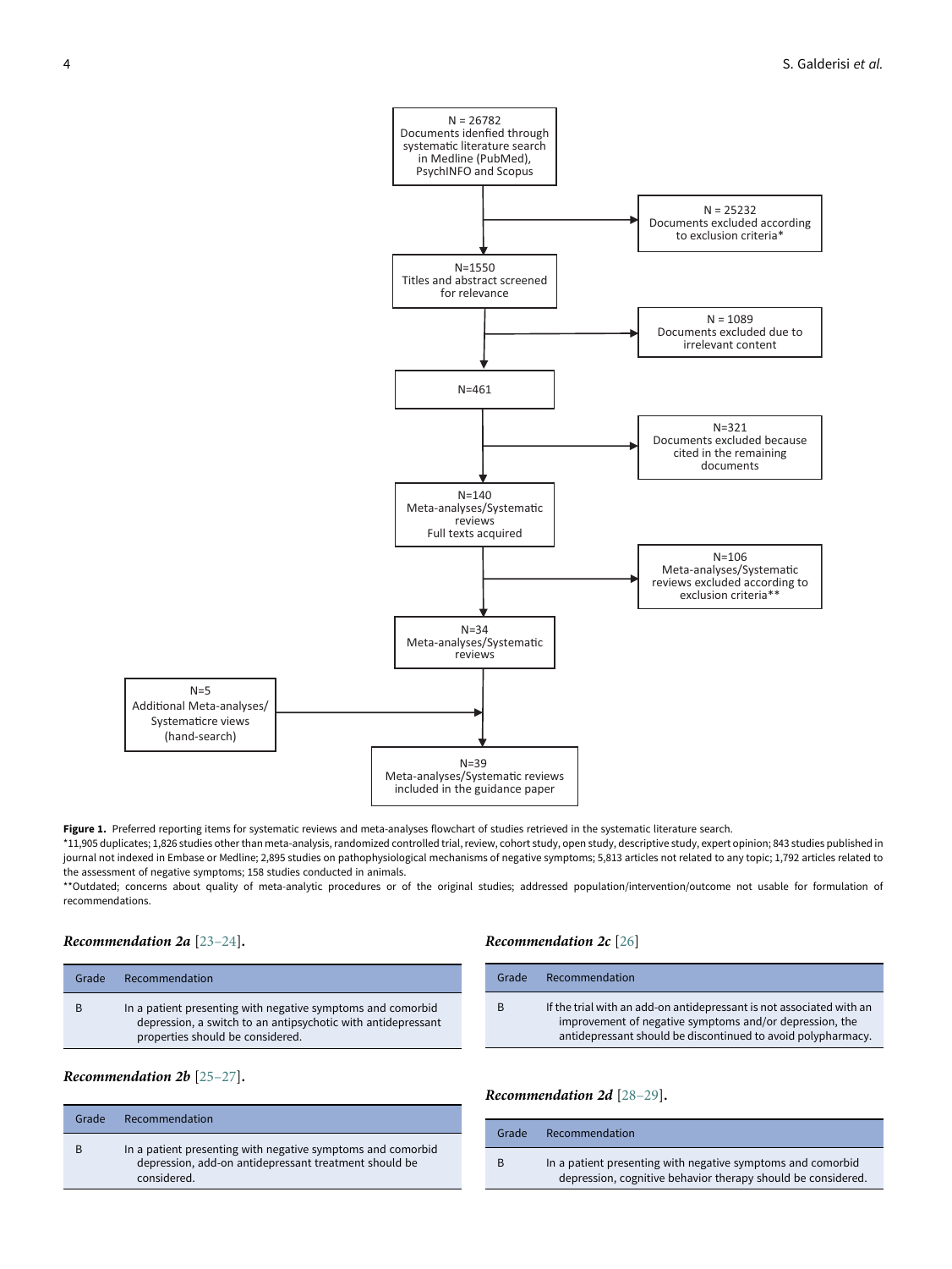N = 26782
Documents idenfied through systematic literature search in Medline (PubMed), PsychINFO and Scopus

N = 25232
Documents excluded according to exclusion criteria*

N=1550
Titles and abstract screened for relevance

N = 1089
Documents excluded due to irrelevant content

N=461

N=321
Documents excluded because cited in the remaining documents

N=140
Meta-analyses/Systematic reviews
Full texts acquired

N=106
Meta-analyses/Systematic reviews excluded according to exclusion criteria**

N=34
Meta-analyses/Systematic reviews

N=5
Additional Meta-analyses/ Systematicre views (hand-search)

N=39
Meta-analyses/Systematic reviews included in the guidance paper

**Figure 1.** Preferred reporting items for systematic reviews and meta-analyses flowchart of studies retrieved in the systematic literature search.
*11,905 duplicates; 1,826 studies other than meta-analysis, randomized controlled trial, review, cohort study, open study, descriptive study, expert opinion; 843 studies published in journal not indexed in Embase or Medline; 2,895 studies on pathophysiological mechanisms of negative symptoms; 5,813 articles not related to any topic; 1,792 articles related to the assessment of negative symptoms; 158 studies conducted in animals.
**Outdated; concerns about quality of meta-analytic procedures or of the original studies; addressed population/intervention/outcome not usable for formulation of recommendations.

***Recommendation 2a*** [23–24].

| Grade | Recommendation |
|---|---|
| B | In a patient presenting with negative symptoms and comorbid depression, a switch to an antipsychotic with antidepressant properties should be considered. |

***Recommendation 2b*** [25–27].

| Grade | Recommendation |
|---|---|
| B | In a patient presenting with negative symptoms and comorbid depression, add-on antidepressant treatment should be considered. |

***Recommendation 2c*** [26]

| Grade | Recommendation |
|---|---|
| B | If the trial with an add-on antidepressant is not associated with an improvement of negative symptoms and/or depression, the antidepressant should be discontinued to avoid polypharmacy. |

***Recommendation 2d*** [28–29].

| Grade | Recommendation |
|---|---|
| B | In a patient presenting with negative symptoms and comorbid depression, cognitive behavior therapy should be considered. |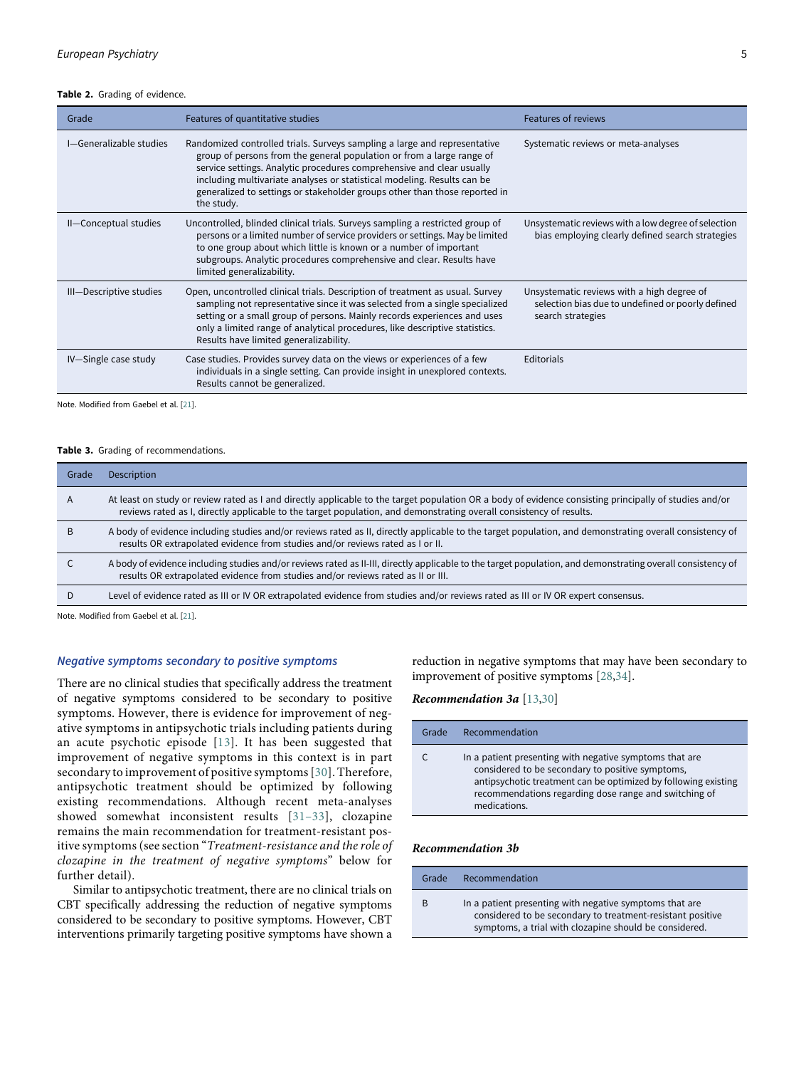**Table 2.** Grading of evidence.

| Grade | Features of quantitative studies | Features of reviews |
|---|---|---|
| I—Generalizable studies | Randomized controlled trials. Surveys sampling a large and representative group of persons from the general population or from a large range of service settings. Analytic procedures comprehensive and clear usually including multivariate analyses or statistical modeling. Results can be generalized to settings or stakeholder groups other than those reported in the study. | Systematic reviews or meta-analyses |
| II—Conceptual studies | Uncontrolled, blinded clinical trials. Surveys sampling a restricted group of persons or a limited number of service providers or settings. May be limited to one group about which little is known or a number of important subgroups. Analytic procedures comprehensive and clear. Results have limited generalizability. | Unsystematic reviews with a low degree of selection bias employing clearly defined search strategies |
| III—Descriptive studies | Open, uncontrolled clinical trials. Description of treatment as usual. Survey sampling not representative since it was selected from a single specialized setting or a small group of persons. Mainly records experiences and uses only a limited range of analytical procedures, like descriptive statistics. Results have limited generalizability. | Unsystematic reviews with a high degree of selection bias due to undefined or poorly defined search strategies |
| IV—Single case study | Case studies. Provides survey data on the views or experiences of a few individuals in a single setting. Can provide insight in unexplored contexts. Results cannot be generalized. | Editorials |

Note. Modified from Gaebel et al. [21].

**Table 3.** Grading of recommendations.

| Grade | Description |
|---|---|
| A | At least on study or review rated as I and directly applicable to the target population OR a body of evidence consisting principally of studies and/or reviews rated as I, directly applicable to the target population, and demonstrating overall consistency of results. |
| B | A body of evidence including studies and/or reviews rated as II, directly applicable to the target population, and demonstrating overall consistency of results OR extrapolated evidence from studies and/or reviews rated as I or II. |
| C | A body of evidence including studies and/or reviews rated as II-III, directly applicable to the target population, and demonstrating overall consistency of results OR extrapolated evidence from studies and/or reviews rated as II or III. |
| D | Level of evidence rated as III or IV OR extrapolated evidence from studies and/or reviews rated as III or IV OR expert consensus. |

Note. Modified from Gaebel et al. [21].

### *Negative symptoms secondary to positive symptoms*

There are no clinical studies that specifically address the treatment of negative symptoms considered to be secondary to positive symptoms. However, there is evidence for improvement of negative symptoms in antipsychotic trials including patients during an acute psychotic episode [13]. It has been suggested that improvement of negative symptoms in this context is in part secondary to improvement of positive symptoms [30]. Therefore, antipsychotic treatment should be optimized by following existing recommendations. Although recent meta-analyses showed somewhat inconsistent results [31–33], clozapine remains the main recommendation for treatment-resistant positive symptoms (see section "*Treatment-resistance and the role of clozapine in the treatment of negative symptoms*" below for further detail).

Similar to antipsychotic treatment, there are no clinical trials on CBT specifically addressing the reduction of negative symptoms considered to be secondary to positive symptoms. However, CBT interventions primarily targeting positive symptoms have shown a reduction in negative symptoms that may have been secondary to improvement of positive symptoms [28,34].

***Recommendation 3a*** [13,30]

| Grade | Recommendation |
|---|---|
| C | In a patient presenting with negative symptoms that are considered to be secondary to positive symptoms, antipsychotic treatment can be optimized by following existing recommendations regarding dose range and switching of medications. |

***Recommendation 3b***

| Grade | Recommendation |
|---|---|
| B | In a patient presenting with negative symptoms that are considered to be secondary to treatment-resistant positive symptoms, a trial with clozapine should be considered. |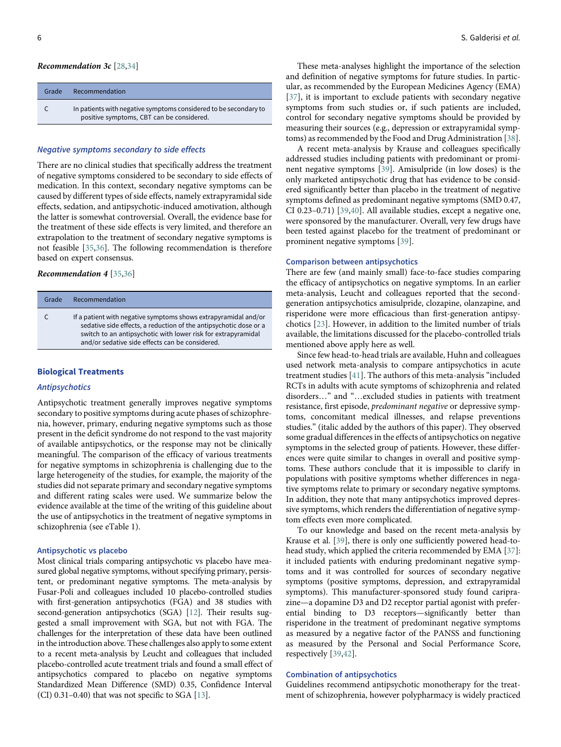***Recommendation 3c*** [28,34]

| Grade | Recommendation |
|---|---|
| C | In patients with negative symptoms considered to be secondary to positive symptoms, CBT can be considered. |

### *Negative symptoms secondary to side effects*

There are no clinical studies that specifically address the treatment of negative symptoms considered to be secondary to side effects of medication. In this context, secondary negative symptoms can be caused by different types of side effects, namely extrapyramidal side effects, sedation, and antipsychotic-induced amotivation, although the latter is somewhat controversial. Overall, the evidence base for the treatment of these side effects is very limited, and therefore an extrapolation to the treatment of secondary negative symptoms is not feasible [35,36]. The following recommendation is therefore based on expert consensus.

***Recommendation 4*** [35,36]

| Grade | Recommendation |
|---|---|
| C | If a patient with negative symptoms shows extrapyramidal and/or sedative side effects, a reduction of the antipsychotic dose or a switch to an antipsychotic with lower risk for extrapyramidal and/or sedative side effects can be considered. |

## Biological Treatments

### *Antipsychotics*

Antipsychotic treatment generally improves negative symptoms secondary to positive symptoms during acute phases of schizophrenia, however, primary, enduring negative symptoms such as those present in the deficit syndrome do not respond to the vast majority of available antipsychotics, or the response may not be clinically meaningful. The comparison of the efficacy of various treatments for negative symptoms in schizophrenia is challenging due to the large heterogeneity of the studies, for example, the majority of the studies did not separate primary and secondary negative symptoms and different rating scales were used. We summarize below the evidence available at the time of the writing of this guideline about the use of antipsychotics in the treatment of negative symptoms in schizophrenia (see eTable 1).

#### Antipsychotic vs placebo

Most clinical trials comparing antipsychotic vs placebo have measured global negative symptoms, without specifying primary, persistent, or predominant negative symptoms. The meta-analysis by Fusar-Poli and colleagues included 10 placebo-controlled studies with first-generation antipsychotics (FGA) and 38 studies with second-generation antipsychotics (SGA) [12]. Their results suggested a small improvement with SGA, but not with FGA. The challenges for the interpretation of these data have been outlined in the introduction above. These challenges also apply to some extent to a recent meta-analysis by Leucht and colleagues that included placebo-controlled acute treatment trials and found a small effect of antipsychotics compared to placebo on negative symptoms Standardized Mean Difference (SMD) 0.35, Confidence Interval (CI) 0.31–0.40) that was not specific to SGA [13].

These meta-analyses highlight the importance of the selection and definition of negative symptoms for future studies. In particular, as recommended by the European Medicines Agency (EMA) [37], it is important to exclude patients with secondary negative symptoms from such studies or, if such patients are included, control for secondary negative symptoms should be provided by measuring their sources (e.g., depression or extrapyramidal symptoms) as recommended by the Food and Drug Administration [38].

A recent meta-analysis by Krause and colleagues specifically addressed studies including patients with predominant or prominent negative symptoms [39]. Amisulpride (in low doses) is the only marketed antipsychotic drug that has evidence to be considered significantly better than placebo in the treatment of negative symptoms defined as predominant negative symptoms (SMD 0.47, CI 0.23–0.71) [39,40]. All available studies, except a negative one, were sponsored by the manufacturer. Overall, very few drugs have been tested against placebo for the treatment of predominant or prominent negative symptoms [39].

#### Comparison between antipsychotics

There are few (and mainly small) face-to-face studies comparing the efficacy of antipsychotics on negative symptoms. In an earlier meta-analysis, Leucht and colleagues reported that the second-generation antipsychotics amisulpride, clozapine, olanzapine, and risperidone were more efficacious than first-generation antipsychotics [23]. However, in addition to the limited number of trials available, the limitations discussed for the placebo-controlled trials mentioned above apply here as well.

Since few head-to-head trials are available, Huhn and colleagues used network meta-analysis to compare antipsychotics in acute treatment studies [41]. The authors of this meta-analysis "included RCTs in adults with acute symptoms of schizophrenia and related disorders…" and "…excluded studies in patients with treatment resistance, first episode, *predominant negative* or depressive symptoms, concomitant medical illnesses, and relapse preventions studies." (italic added by the authors of this paper). They observed some gradual differences in the effects of antipsychotics on negative symptoms in the selected group of patients. However, these differences were quite similar to changes in overall and positive symptoms. These authors conclude that it is impossible to clarify in populations with positive symptoms whether differences in negative symptoms relate to primary or secondary negative symptoms. In addition, they note that many antipsychotics improved depressive symptoms, which renders the differentiation of negative symptom effects even more complicated.

To our knowledge and based on the recent meta-analysis by Krause et al. [39], there is only one sufficiently powered head-to-head study, which applied the criteria recommended by EMA [37]: it included patients with enduring predominant negative symptoms and it was controlled for sources of secondary negative symptoms (positive symptoms, depression, and extrapyramidal symptoms). This manufacturer-sponsored study found cariprazine—a dopamine D3 and D2 receptor partial agonist with preferential binding to D3 receptors—significantly better than risperidone in the treatment of predominant negative symptoms as measured by a negative factor of the PANSS and functioning as measured by the Personal and Social Performance Score, respectively [39,42].

#### Combination of antipsychotics

Guidelines recommend antipsychotic monotherapy for the treatment of schizophrenia, however polypharmacy is widely practiced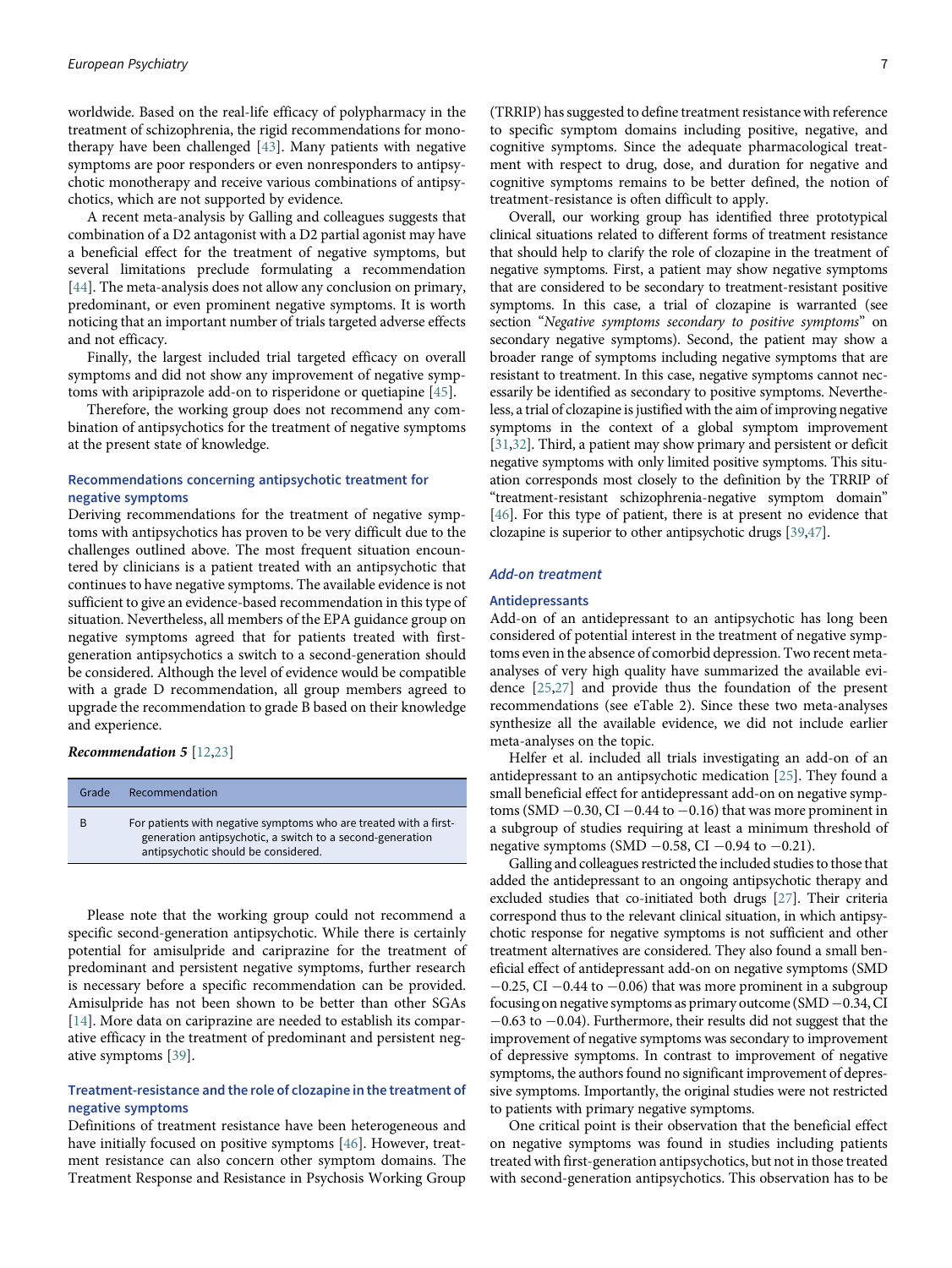worldwide. Based on the real-life efficacy of polypharmacy in the treatment of schizophrenia, the rigid recommendations for monotherapy have been challenged [43]. Many patients with negative symptoms are poor responders or even nonresponders to antipsychotic monotherapy and receive various combinations of antipsychotics, which are not supported by evidence.

A recent meta-analysis by Galling and colleagues suggests that combination of a D2 antagonist with a D2 partial agonist may have a beneficial effect for the treatment of negative symptoms, but several limitations preclude formulating a recommendation [44]. The meta-analysis does not allow any conclusion on primary, predominant, or even prominent negative symptoms. It is worth noticing that an important number of trials targeted adverse effects and not efficacy.

Finally, the largest included trial targeted efficacy on overall symptoms and did not show any improvement of negative symptoms with aripiprazole add-on to risperidone or quetiapine [45].

Therefore, the working group does not recommend any combination of antipsychotics for the treatment of negative symptoms at the present state of knowledge.

### Recommendations concerning antipsychotic treatment for negative symptoms

Deriving recommendations for the treatment of negative symptoms with antipsychotics has proven to be very difficult due to the challenges outlined above. The most frequent situation encountered by clinicians is a patient treated with an antipsychotic that continues to have negative symptoms. The available evidence is not sufficient to give an evidence-based recommendation in this type of situation. Nevertheless, all members of the EPA guidance group on negative symptoms agreed that for patients treated with first-generation antipsychotics a switch to a second-generation should be considered. Although the level of evidence would be compatible with a grade D recommendation, all group members agreed to upgrade the recommendation to grade B based on their knowledge and experience.

***Recommendation 5*** [12,23]

| Grade | Recommendation |
|---|---|
| B | For patients with negative symptoms who are treated with a first-generation antipsychotic, a switch to a second-generation antipsychotic should be considered. |

Please note that the working group could not recommend a specific second-generation antipsychotic. While there is certainly potential for amisulpride and cariprazine for the treatment of predominant and persistent negative symptoms, further research is necessary before a specific recommendation can be provided. Amisulpride has not been shown to be better than other SGAs [14]. More data on cariprazine are needed to establish its comparative efficacy in the treatment of predominant and persistent negative symptoms [39].

### Treatment-resistance and the role of clozapine in the treatment of negative symptoms

Definitions of treatment resistance have been heterogeneous and have initially focused on positive symptoms [46]. However, treatment resistance can also concern other symptom domains. The Treatment Response and Resistance in Psychosis Working Group (TRRIP) has suggested to define treatment resistance with reference to specific symptom domains including positive, negative, and cognitive symptoms. Since the adequate pharmacological treatment with respect to drug, dose, and duration for negative and cognitive symptoms remains to be better defined, the notion of treatment-resistance is often difficult to apply.

Overall, our working group has identified three prototypical clinical situations related to different forms of treatment resistance that should help to clarify the role of clozapine in the treatment of negative symptoms. First, a patient may show negative symptoms that are considered to be secondary to treatment-resistant positive symptoms. In this case, a trial of clozapine is warranted (see section "*Negative symptoms secondary to positive symptoms*" on secondary negative symptoms). Second, the patient may show a broader range of symptoms including negative symptoms that are resistant to treatment. In this case, negative symptoms cannot necessarily be identified as secondary to positive symptoms. Nevertheless, a trial of clozapine is justified with the aim of improving negative symptoms in the context of a global symptom improvement [31,32]. Third, a patient may show primary and persistent or deficit negative symptoms with only limited positive symptoms. This situation corresponds most closely to the definition by the TRRIP of "treatment-resistant schizophrenia-negative symptom domain" [46]. For this type of patient, there is at present no evidence that clozapine is superior to other antipsychotic drugs [39,47].

## *Add-on treatment*

### Antidepressants

Add-on of an antidepressant to an antipsychotic has long been considered of potential interest in the treatment of negative symptoms even in the absence of comorbid depression. Two recent meta-analyses of very high quality have summarized the available evidence [25,27] and provide thus the foundation of the present recommendations (see eTable 2). Since these two meta-analyses synthesize all the available evidence, we did not include earlier meta-analyses on the topic.

Helfer et al. included all trials investigating an add-on of an antidepressant to an antipsychotic medication [25]. They found a small beneficial effect for antidepressant add-on on negative symptoms (SMD −0.30, CI −0.44 to −0.16) that was more prominent in a subgroup of studies requiring at least a minimum threshold of negative symptoms (SMD −0.58, CI −0.94 to −0.21).

Galling and colleagues restricted the included studies to those that added the antidepressant to an ongoing antipsychotic therapy and excluded studies that co-initiated both drugs [27]. Their criteria correspond thus to the relevant clinical situation, in which antipsychotic response for negative symptoms is not sufficient and other treatment alternatives are considered. They also found a small beneficial effect of antidepressant add-on on negative symptoms (SMD −0.25, CI −0.44 to −0.06) that was more prominent in a subgroup focusing on negative symptoms as primary outcome (SMD −0.34, CI −0.63 to −0.04). Furthermore, their results did not suggest that the improvement of negative symptoms was secondary to improvement of depressive symptoms. In contrast to improvement of negative symptoms, the authors found no significant improvement of depressive symptoms. Importantly, the original studies were not restricted to patients with primary negative symptoms.

One critical point is their observation that the beneficial effect on negative symptoms was found in studies including patients treated with first-generation antipsychotics, but not in those treated with second-generation antipsychotics. This observation has to be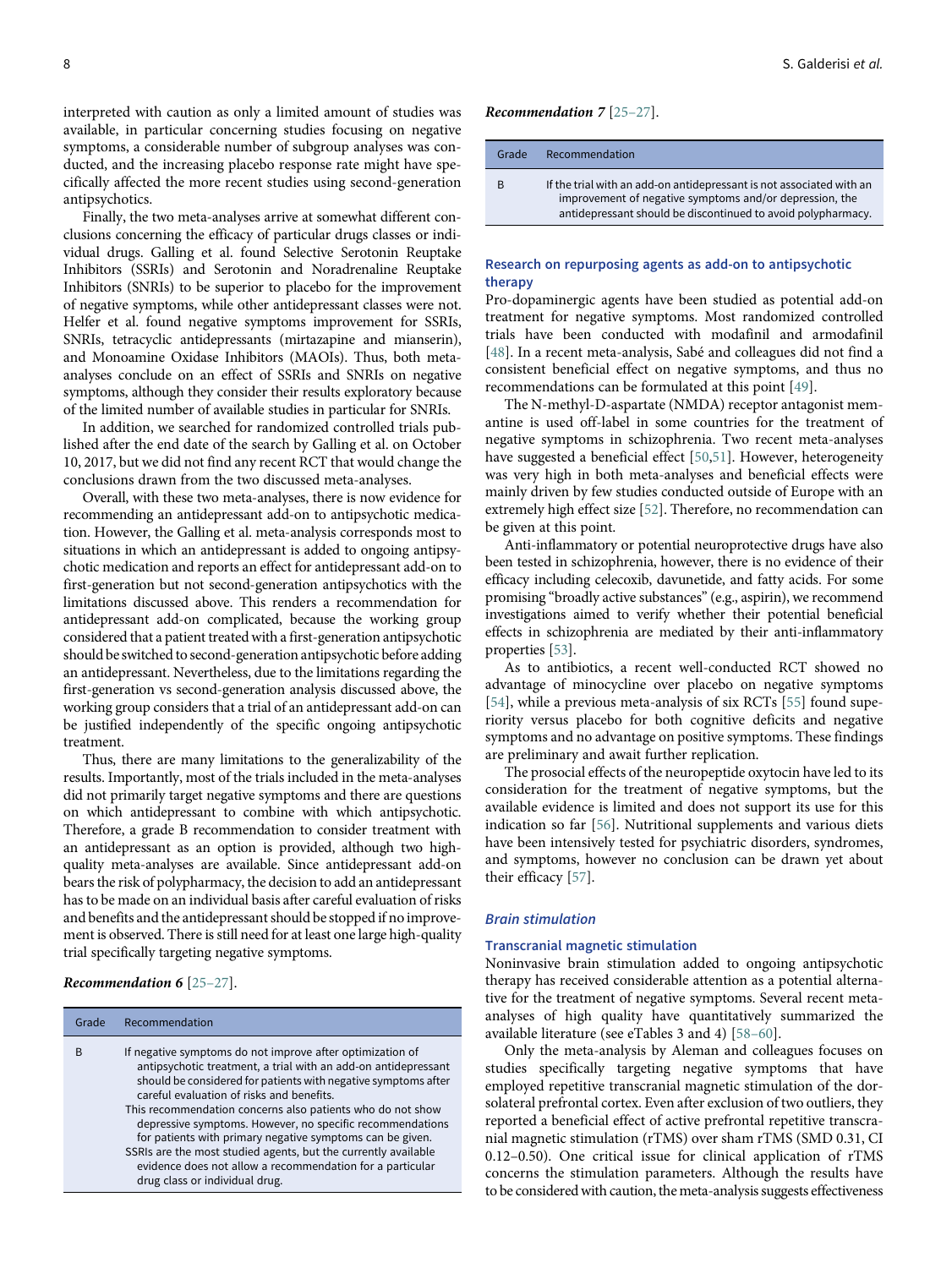interpreted with caution as only a limited amount of studies was available, in particular concerning studies focusing on negative symptoms, a considerable number of subgroup analyses was conducted, and the increasing placebo response rate might have specifically affected the more recent studies using second-generation antipsychotics.

Finally, the two meta-analyses arrive at somewhat different conclusions concerning the efficacy of particular drugs classes or individual drugs. Galling et al. found Selective Serotonin Reuptake Inhibitors (SSRIs) and Serotonin and Noradrenaline Reuptake Inhibitors (SNRIs) to be superior to placebo for the improvement of negative symptoms, while other antidepressant classes were not. Helfer et al. found negative symptoms improvement for SSRIs, SNRIs, tetracyclic antidepressants (mirtazapine and mianserin), and Monoamine Oxidase Inhibitors (MAOIs). Thus, both meta-analyses conclude on an effect of SSRIs and SNRIs on negative symptoms, although they consider their results exploratory because of the limited number of available studies in particular for SNRIs.

In addition, we searched for randomized controlled trials published after the end date of the search by Galling et al. on October 10, 2017, but we did not find any recent RCT that would change the conclusions drawn from the two discussed meta-analyses.

Overall, with these two meta-analyses, there is now evidence for recommending an antidepressant add-on to antipsychotic medication. However, the Galling et al. meta-analysis corresponds most to situations in which an antidepressant is added to ongoing antipsychotic medication and reports an effect for antidepressant add-on to first-generation but not second-generation antipsychotics with the limitations discussed above. This renders a recommendation for antidepressant add-on complicated, because the working group considered that a patient treated with a first-generation antipsychotic should be switched to second-generation antipsychotic before adding an antidepressant. Nevertheless, due to the limitations regarding the first-generation vs second-generation analysis discussed above, the working group considers that a trial of an antidepressant add-on can be justified independently of the specific ongoing antipsychotic treatment.

Thus, there are many limitations to the generalizability of the results. Importantly, most of the trials included in the meta-analyses did not primarily target negative symptoms and there are questions on which antidepressant to combine with which antipsychotic. Therefore, a grade B recommendation to consider treatment with an antidepressant as an option is provided, although two high-quality meta-analyses are available. Since antidepressant add-on bears the risk of polypharmacy, the decision to add an antidepressant has to be made on an individual basis after careful evaluation of risks and benefits and the antidepressant should be stopped if no improvement is observed. There is still need for at least one large high-quality trial specifically targeting negative symptoms.

***Recommendation 6*** [25–27].

| Grade | Recommendation |
|---|---|
| B | If negative symptoms do not improve after optimization of antipsychotic treatment, a trial with an add-on antidepressant should be considered for patients with negative symptoms after careful evaluation of risks and benefits.<br>This recommendation concerns also patients who do not show depressive symptoms. However, no specific recommendations for patients with primary negative symptoms can be given.<br>SSRIs are the most studied agents, but the currently available evidence does not allow a recommendation for a particular drug class or individual drug. |

***Recommendation 7*** [25–27].

| Grade | Recommendation |
|---|---|
| B | If the trial with an add-on antidepressant is not associated with an improvement of negative symptoms and/or depression, the antidepressant should be discontinued to avoid polypharmacy. |

### Research on repurposing agents as add-on to antipsychotic therapy

Pro-dopaminergic agents have been studied as potential add-on treatment for negative symptoms. Most randomized controlled trials have been conducted with modafinil and armodafinil [48]. In a recent meta-analysis, Sabé and colleagues did not find a consistent beneficial effect on negative symptoms, and thus no recommendations can be formulated at this point [49].

The N-methyl-D-aspartate (NMDA) receptor antagonist memantine is used off-label in some countries for the treatment of negative symptoms in schizophrenia. Two recent meta-analyses have suggested a beneficial effect [50,51]. However, heterogeneity was very high in both meta-analyses and beneficial effects were mainly driven by few studies conducted outside of Europe with an extremely high effect size [52]. Therefore, no recommendation can be given at this point.

Anti-inflammatory or potential neuroprotective drugs have also been tested in schizophrenia, however, there is no evidence of their efficacy including celecoxib, davunetide, and fatty acids. For some promising "broadly active substances" (e.g., aspirin), we recommend investigations aimed to verify whether their potential beneficial effects in schizophrenia are mediated by their anti-inflammatory properties [53].

As to antibiotics, a recent well-conducted RCT showed no advantage of minocycline over placebo on negative symptoms [54], while a previous meta-analysis of six RCTs [55] found superiority versus placebo for both cognitive deficits and negative symptoms and no advantage on positive symptoms. These findings are preliminary and await further replication.

The prosocial effects of the neuropeptide oxytocin have led to its consideration for the treatment of negative symptoms, but the available evidence is limited and does not support its use for this indication so far [56]. Nutritional supplements and various diets have been intensively tested for psychiatric disorders, syndromes, and symptoms, however no conclusion can be drawn yet about their efficacy [57].

## *Brain stimulation*

### Transcranial magnetic stimulation

Noninvasive brain stimulation added to ongoing antipsychotic therapy has received considerable attention as a potential alternative for the treatment of negative symptoms. Several recent meta-analyses of high quality have quantitatively summarized the available literature (see eTables 3 and 4) [58–60].

Only the meta-analysis by Aleman and colleagues focuses on studies specifically targeting negative symptoms that have employed repetitive transcranial magnetic stimulation of the dorsolateral prefrontal cortex. Even after exclusion of two outliers, they reported a beneficial effect of active prefrontal repetitive transcranial magnetic stimulation (rTMS) over sham rTMS (SMD 0.31, CI 0.12–0.50). One critical issue for clinical application of rTMS concerns the stimulation parameters. Although the results have to be considered with caution, the meta-analysis suggests effectiveness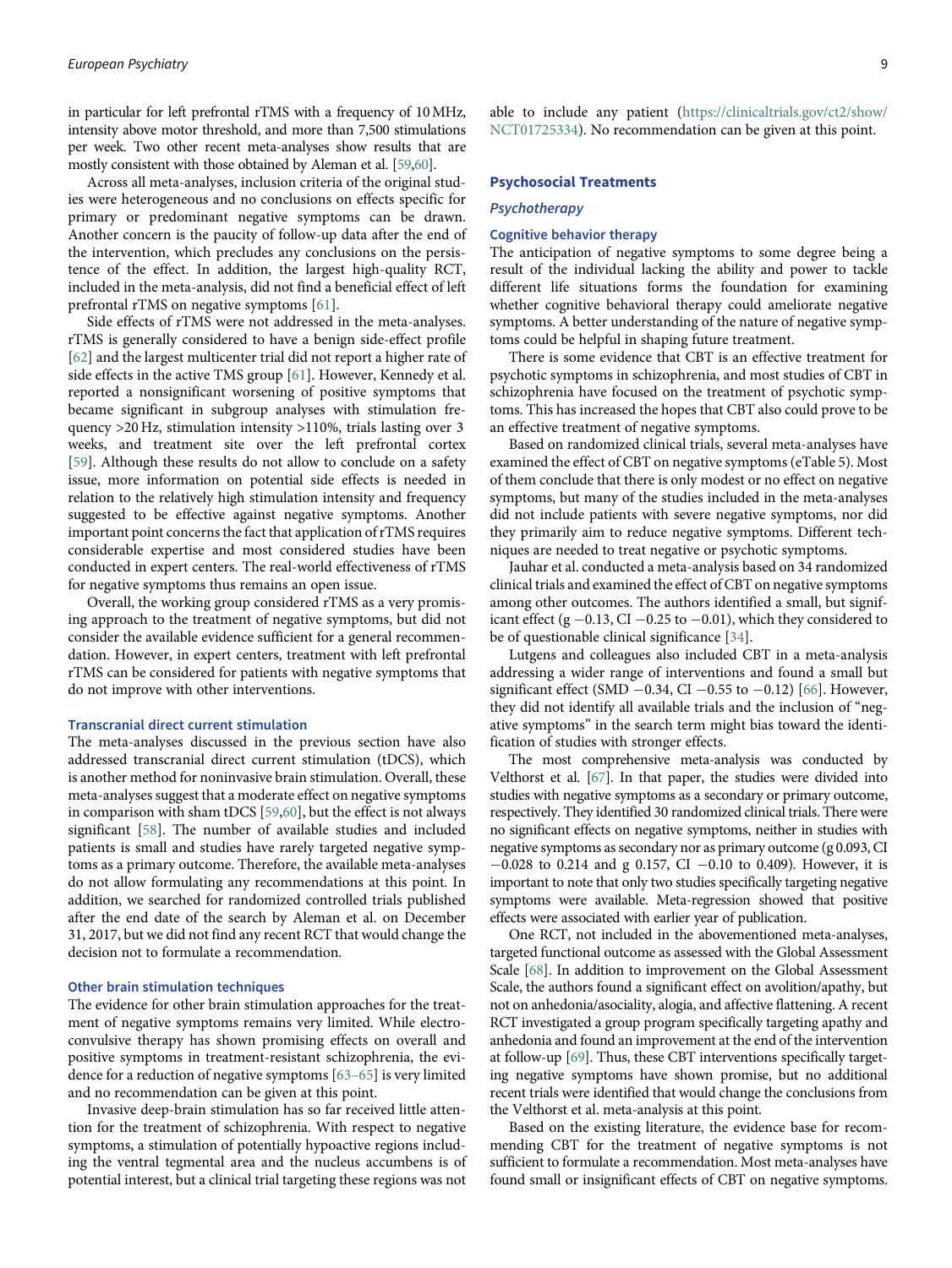in particular for left prefrontal rTMS with a frequency of 10 MHz, intensity above motor threshold, and more than 7,500 stimulations per week. Two other recent meta-analyses show results that are mostly consistent with those obtained by Aleman et al. [59,60].

Across all meta-analyses, inclusion criteria of the original studies were heterogeneous and no conclusions on effects specific for primary or predominant negative symptoms can be drawn. Another concern is the paucity of follow-up data after the end of the intervention, which precludes any conclusions on the persistence of the effect. In addition, the largest high-quality RCT, included in the meta-analysis, did not find a beneficial effect of left prefrontal rTMS on negative symptoms [61].

Side effects of rTMS were not addressed in the meta-analyses. rTMS is generally considered to have a benign side-effect profile [62] and the largest multicenter trial did not report a higher rate of side effects in the active TMS group [61]. However, Kennedy et al. reported a nonsignificant worsening of positive symptoms that became significant in subgroup analyses with stimulation frequency >20 Hz, stimulation intensity >110%, trials lasting over 3 weeks, and treatment site over the left prefrontal cortex [59]. Although these results do not allow to conclude on a safety issue, more information on potential side effects is needed in relation to the relatively high stimulation intensity and frequency suggested to be effective against negative symptoms. Another important point concerns the fact that application of rTMS requires considerable expertise and most considered studies have been conducted in expert centers. The real-world effectiveness of rTMS for negative symptoms thus remains an open issue.

Overall, the working group considered rTMS as a very promising approach to the treatment of negative symptoms, but did not consider the available evidence sufficient for a general recommendation. However, in expert centers, treatment with left prefrontal rTMS can be considered for patients with negative symptoms that do not improve with other interventions.

#### Transcranial direct current stimulation

The meta-analyses discussed in the previous section have also addressed transcranial direct current stimulation (tDCS), which is another method for noninvasive brain stimulation. Overall, these meta-analyses suggest that a moderate effect on negative symptoms in comparison with sham tDCS [59,60], but the effect is not always significant [58]. The number of available studies and included patients is small and studies have rarely targeted negative symptoms as a primary outcome. Therefore, the available meta-analyses do not allow formulating any recommendations at this point. In addition, we searched for randomized controlled trials published after the end date of the search by Aleman et al. on December 31, 2017, but we did not find any recent RCT that would change the decision not to formulate a recommendation.

#### Other brain stimulation techniques

The evidence for other brain stimulation approaches for the treatment of negative symptoms remains very limited. While electroconvulsive therapy has shown promising effects on overall and positive symptoms in treatment-resistant schizophrenia, the evidence for a reduction of negative symptoms [63–65] is very limited and no recommendation can be given at this point.

Invasive deep-brain stimulation has so far received little attention for the treatment of schizophrenia. With respect to negative symptoms, a stimulation of potentially hypoactive regions including the ventral tegmental area and the nucleus accumbens is of potential interest, but a clinical trial targeting these regions was not able to include any patient (https://clinicaltrials.gov/ct2/show/NCT01725334). No recommendation can be given at this point.

## Psychosocial Treatments

### *Psychotherapy*

#### Cognitive behavior therapy

The anticipation of negative symptoms to some degree being a result of the individual lacking the ability and power to tackle different life situations forms the foundation for examining whether cognitive behavioral therapy could ameliorate negative symptoms. A better understanding of the nature of negative symptoms could be helpful in shaping future treatment.

There is some evidence that CBT is an effective treatment for psychotic symptoms in schizophrenia, and most studies of CBT in schizophrenia have focused on the treatment of psychotic symptoms. This has increased the hopes that CBT also could prove to be an effective treatment of negative symptoms.

Based on randomized clinical trials, several meta-analyses have examined the effect of CBT on negative symptoms (eTable 5). Most of them conclude that there is only modest or no effect on negative symptoms, but many of the studies included in the meta-analyses did not include patients with severe negative symptoms, nor did they primarily aim to reduce negative symptoms. Different techniques are needed to treat negative or psychotic symptoms.

Jauhar et al. conducted a meta-analysis based on 34 randomized clinical trials and examined the effect of CBT on negative symptoms among other outcomes. The authors identified a small, but significant effect (g −0.13, CI −0.25 to −0.01), which they considered to be of questionable clinical significance [34].

Lutgens and colleagues also included CBT in a meta-analysis addressing a wider range of interventions and found a small but significant effect (SMD −0.34, CI −0.55 to −0.12) [66]. However, they did not identify all available trials and the inclusion of "negative symptoms" in the search term might bias toward the identification of studies with stronger effects.

The most comprehensive meta-analysis was conducted by Velthorst et al. [67]. In that paper, the studies were divided into studies with negative symptoms as a secondary or primary outcome, respectively. They identified 30 randomized clinical trials. There were no significant effects on negative symptoms, neither in studies with negative symptoms as secondary nor as primary outcome (g 0.093, CI −0.028 to 0.214 and g 0.157, CI −0.10 to 0.409). However, it is important to note that only two studies specifically targeting negative symptoms were available. Meta-regression showed that positive effects were associated with earlier year of publication.

One RCT, not included in the abovementioned meta-analyses, targeted functional outcome as assessed with the Global Assessment Scale [68]. In addition to improvement on the Global Assessment Scale, the authors found a significant effect on avolition/apathy, but not on anhedonia/asociality, alogia, and affective flattening. A recent RCT investigated a group program specifically targeting apathy and anhedonia and found an improvement at the end of the intervention at follow-up [69]. Thus, these CBT interventions specifically targeting negative symptoms have shown promise, but no additional recent trials were identified that would change the conclusions from the Velthorst et al. meta-analysis at this point.

Based on the existing literature, the evidence base for recommending CBT for the treatment of negative symptoms is not sufficient to formulate a recommendation. Most meta-analyses have found small or insignificant effects of CBT on negative symptoms.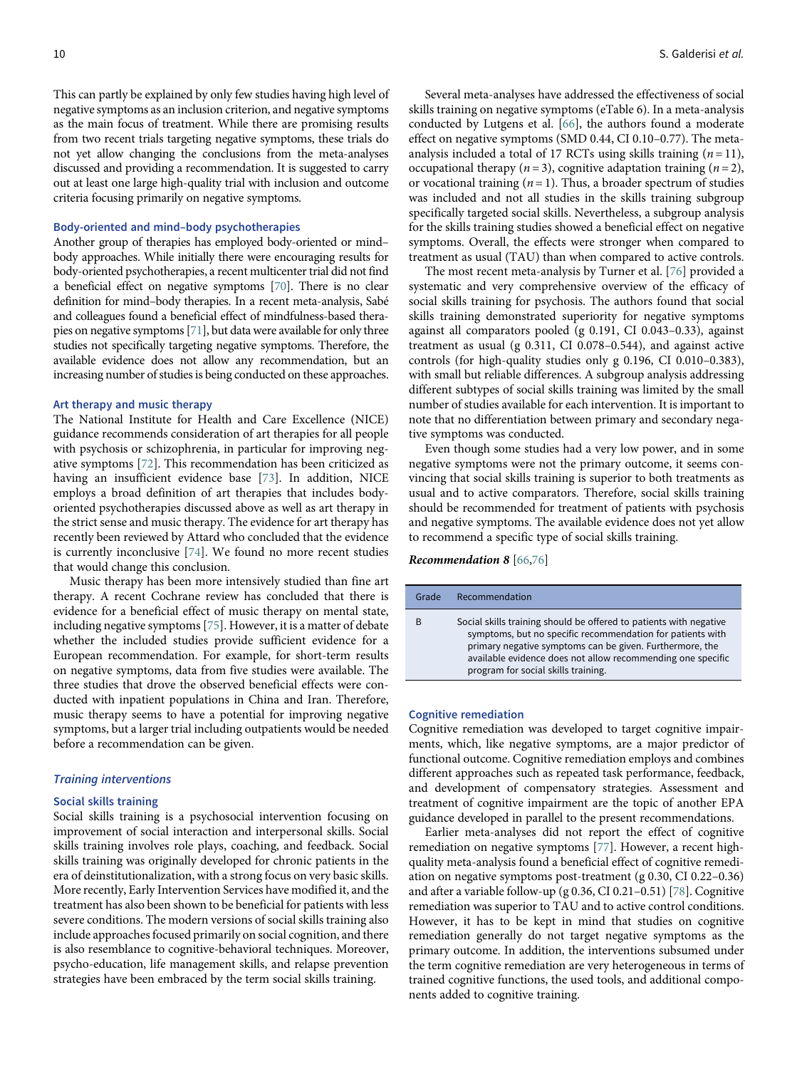This can partly be explained by only few studies having high level of negative symptoms as an inclusion criterion, and negative symptoms as the main focus of treatment. While there are promising results from two recent trials targeting negative symptoms, these trials do not yet allow changing the conclusions from the meta-analyses discussed and providing a recommendation. It is suggested to carry out at least one large high-quality trial with inclusion and outcome criteria focusing primarily on negative symptoms.

#### Body-oriented and mind–body psychotherapies

Another group of therapies has employed body-oriented or mind–body approaches. While initially there were encouraging results for body-oriented psychotherapies, a recent multicenter trial did not find a beneficial effect on negative symptoms [70]. There is no clear definition for mind–body therapies. In a recent meta-analysis, Sabé and colleagues found a beneficial effect of mindfulness-based therapies on negative symptoms [71], but data were available for only three studies not specifically targeting negative symptoms. Therefore, the available evidence does not allow any recommendation, but an increasing number of studies is being conducted on these approaches.

#### Art therapy and music therapy

The National Institute for Health and Care Excellence (NICE) guidance recommends consideration of art therapies for all people with psychosis or schizophrenia, in particular for improving negative symptoms [72]. This recommendation has been criticized as having an insufficient evidence base [73]. In addition, NICE employs a broad definition of art therapies that includes body-oriented psychotherapies discussed above as well as art therapy in the strict sense and music therapy. The evidence for art therapy has recently been reviewed by Attard who concluded that the evidence is currently inconclusive [74]. We found no more recent studies that would change this conclusion.

Music therapy has been more intensively studied than fine art therapy. A recent Cochrane review has concluded that there is evidence for a beneficial effect of music therapy on mental state, including negative symptoms [75]. However, it is a matter of debate whether the included studies provide sufficient evidence for a European recommendation. For example, for short-term results on negative symptoms, data from five studies were available. The three studies that drove the observed beneficial effects were conducted with inpatient populations in China and Iran. Therefore, music therapy seems to have a potential for improving negative symptoms, but a larger trial including outpatients would be needed before a recommendation can be given.

### *Training interventions*

#### Social skills training

Social skills training is a psychosocial intervention focusing on improvement of social interaction and interpersonal skills. Social skills training involves role plays, coaching, and feedback. Social skills training was originally developed for chronic patients in the era of deinstitutionalization, with a strong focus on very basic skills. More recently, Early Intervention Services have modified it, and the treatment has also been shown to be beneficial for patients with less severe conditions. The modern versions of social skills training also include approaches focused primarily on social cognition, and there is also resemblance to cognitive-behavioral techniques. Moreover, psycho-education, life management skills, and relapse prevention strategies have been embraced by the term social skills training.

Several meta-analyses have addressed the effectiveness of social skills training on negative symptoms (eTable 6). In a meta-analysis conducted by Lutgens et al. [66], the authors found a moderate effect on negative symptoms (SMD 0.44, CI 0.10–0.77). The meta-analysis included a total of 17 RCTs using skills training ($n = 11$), occupational therapy ($n = 3$), cognitive adaptation training ($n = 2$), or vocational training ($n = 1$). Thus, a broader spectrum of studies was included and not all studies in the skills training subgroup specifically targeted social skills. Nevertheless, a subgroup analysis for the skills training studies showed a beneficial effect on negative symptoms. Overall, the effects were stronger when compared to treatment as usual (TAU) than when compared to active controls.

The most recent meta-analysis by Turner et al. [76] provided a systematic and very comprehensive overview of the efficacy of social skills training for psychosis. The authors found that social skills training demonstrated superiority for negative symptoms against all comparators pooled (g 0.191, CI 0.043–0.33), against treatment as usual (g 0.311, CI 0.078–0.544), and against active controls (for high-quality studies only g 0.196, CI 0.010–0.383), with small but reliable differences. A subgroup analysis addressing different subtypes of social skills training was limited by the small number of studies available for each intervention. It is important to note that no differentiation between primary and secondary negative symptoms was conducted.

Even though some studies had a very low power, and in some negative symptoms were not the primary outcome, it seems convincing that social skills training is superior to both treatments as usual and to active comparators. Therefore, social skills training should be recommended for treatment of patients with psychosis and negative symptoms. The available evidence does not yet allow to recommend a specific type of social skills training.

***Recommendation 8*** [66,76]

| Grade | Recommendation |
|---|---|
| B | Social skills training should be offered to patients with negative symptoms, but no specific recommendation for patients with primary negative symptoms can be given. Furthermore, the available evidence does not allow recommending one specific program for social skills training. |

#### Cognitive remediation

Cognitive remediation was developed to target cognitive impairments, which, like negative symptoms, are a major predictor of functional outcome. Cognitive remediation employs and combines different approaches such as repeated task performance, feedback, and development of compensatory strategies. Assessment and treatment of cognitive impairment are the topic of another EPA guidance developed in parallel to the present recommendations.

Earlier meta-analyses did not report the effect of cognitive remediation on negative symptoms [77]. However, a recent high-quality meta-analysis found a beneficial effect of cognitive remediation on negative symptoms post-treatment (g 0.30, CI 0.22–0.36) and after a variable follow-up (g 0.36, CI 0.21–0.51) [78]. Cognitive remediation was superior to TAU and to active control conditions. However, it has to be kept in mind that studies on cognitive remediation generally do not target negative symptoms as the primary outcome. In addition, the interventions subsumed under the term cognitive remediation are very heterogeneous in terms of trained cognitive functions, the used tools, and additional components added to cognitive training.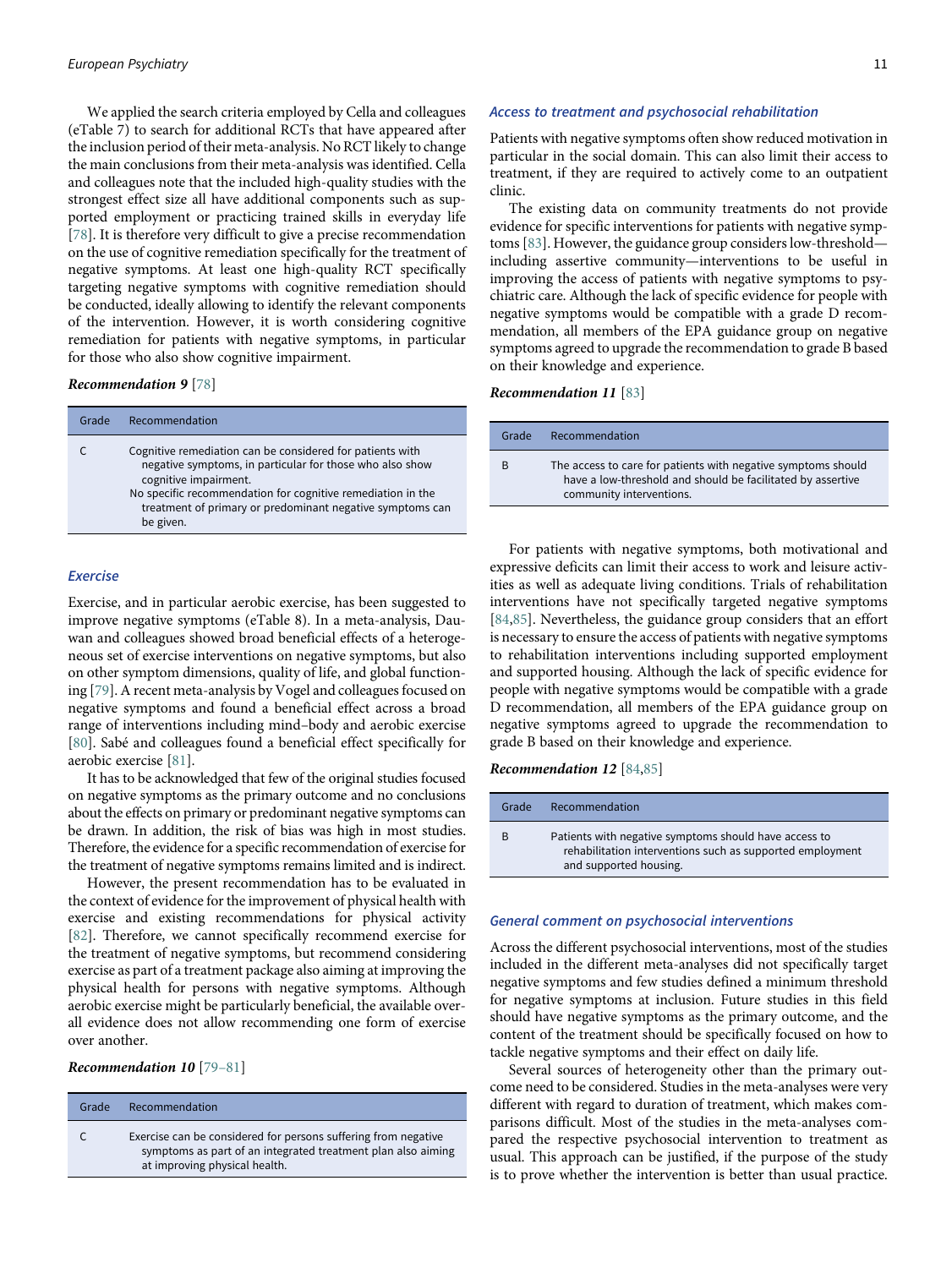We applied the search criteria employed by Cella and colleagues (eTable 7) to search for additional RCTs that have appeared after the inclusion period of their meta-analysis. No RCT likely to change the main conclusions from their meta-analysis was identified. Cella and colleagues note that the included high-quality studies with the strongest effect size all have additional components such as supported employment or practicing trained skills in everyday life [78]. It is therefore very difficult to give a precise recommendation on the use of cognitive remediation specifically for the treatment of negative symptoms. At least one high-quality RCT specifically targeting negative symptoms with cognitive remediation should be conducted, ideally allowing to identify the relevant components of the intervention. However, it is worth considering cognitive remediation for patients with negative symptoms, in particular for those who also show cognitive impairment.

***Recommendation 9*** [78]

| Grade | Recommendation |
|---|---|
| C | Cognitive remediation can be considered for patients with negative symptoms, in particular for those who also show cognitive impairment. No specific recommendation for cognitive remediation in the treatment of primary or predominant negative symptoms can be given. |

### *Exercise*

Exercise, and in particular aerobic exercise, has been suggested to improve negative symptoms (eTable 8). In a meta-analysis, Dauwan and colleagues showed broad beneficial effects of a heterogeneous set of exercise interventions on negative symptoms, but also on other symptom dimensions, quality of life, and global functioning [79]. A recent meta-analysis by Vogel and colleagues focused on negative symptoms and found a beneficial effect across a broad range of interventions including mind–body and aerobic exercise [80]. Sabé and colleagues found a beneficial effect specifically for aerobic exercise [81].

It has to be acknowledged that few of the original studies focused on negative symptoms as the primary outcome and no conclusions about the effects on primary or predominant negative symptoms can be drawn. In addition, the risk of bias was high in most studies. Therefore, the evidence for a specific recommendation of exercise for the treatment of negative symptoms remains limited and is indirect.

However, the present recommendation has to be evaluated in the context of evidence for the improvement of physical health with exercise and existing recommendations for physical activity [82]. Therefore, we cannot specifically recommend exercise for the treatment of negative symptoms, but recommend considering exercise as part of a treatment package also aiming at improving the physical health for persons with negative symptoms. Although aerobic exercise might be particularly beneficial, the available overall evidence does not allow recommending one form of exercise over another.

***Recommendation 10*** [79–81]

| Grade | Recommendation |
|---|---|
| C | Exercise can be considered for persons suffering from negative symptoms as part of an integrated treatment plan also aiming at improving physical health. |

### *Access to treatment and psychosocial rehabilitation*

Patients with negative symptoms often show reduced motivation in particular in the social domain. This can also limit their access to treatment, if they are required to actively come to an outpatient clinic.

The existing data on community treatments do not provide evidence for specific interventions for patients with negative symptoms [83]. However, the guidance group considers low-threshold—including assertive community—interventions to be useful in improving the access of patients with negative symptoms to psychiatric care. Although the lack of specific evidence for people with negative symptoms would be compatible with a grade D recommendation, all members of the EPA guidance group on negative symptoms agreed to upgrade the recommendation to grade B based on their knowledge and experience.

***Recommendation 11*** [83]

| Grade | Recommendation |
|---|---|
| B | The access to care for patients with negative symptoms should have a low-threshold and should be facilitated by assertive community interventions. |

For patients with negative symptoms, both motivational and expressive deficits can limit their access to work and leisure activities as well as adequate living conditions. Trials of rehabilitation interventions have not specifically targeted negative symptoms [84,85]. Nevertheless, the guidance group considers that an effort is necessary to ensure the access of patients with negative symptoms to rehabilitation interventions including supported employment and supported housing. Although the lack of specific evidence for people with negative symptoms would be compatible with a grade D recommendation, all members of the EPA guidance group on negative symptoms agreed to upgrade the recommendation to grade B based on their knowledge and experience.

***Recommendation 12*** [84,85]

| Grade | Recommendation |
|---|---|
| B | Patients with negative symptoms should have access to rehabilitation interventions such as supported employment and supported housing. |

### *General comment on psychosocial interventions*

Across the different psychosocial interventions, most of the studies included in the different meta-analyses did not specifically target negative symptoms and few studies defined a minimum threshold for negative symptoms at inclusion. Future studies in this field should have negative symptoms as the primary outcome, and the content of the treatment should be specifically focused on how to tackle negative symptoms and their effect on daily life.

Several sources of heterogeneity other than the primary outcome need to be considered. Studies in the meta-analyses were very different with regard to duration of treatment, which makes comparisons difficult. Most of the studies in the meta-analyses compared the respective psychosocial intervention to treatment as usual. This approach can be justified, if the purpose of the study is to prove whether the intervention is better than usual practice.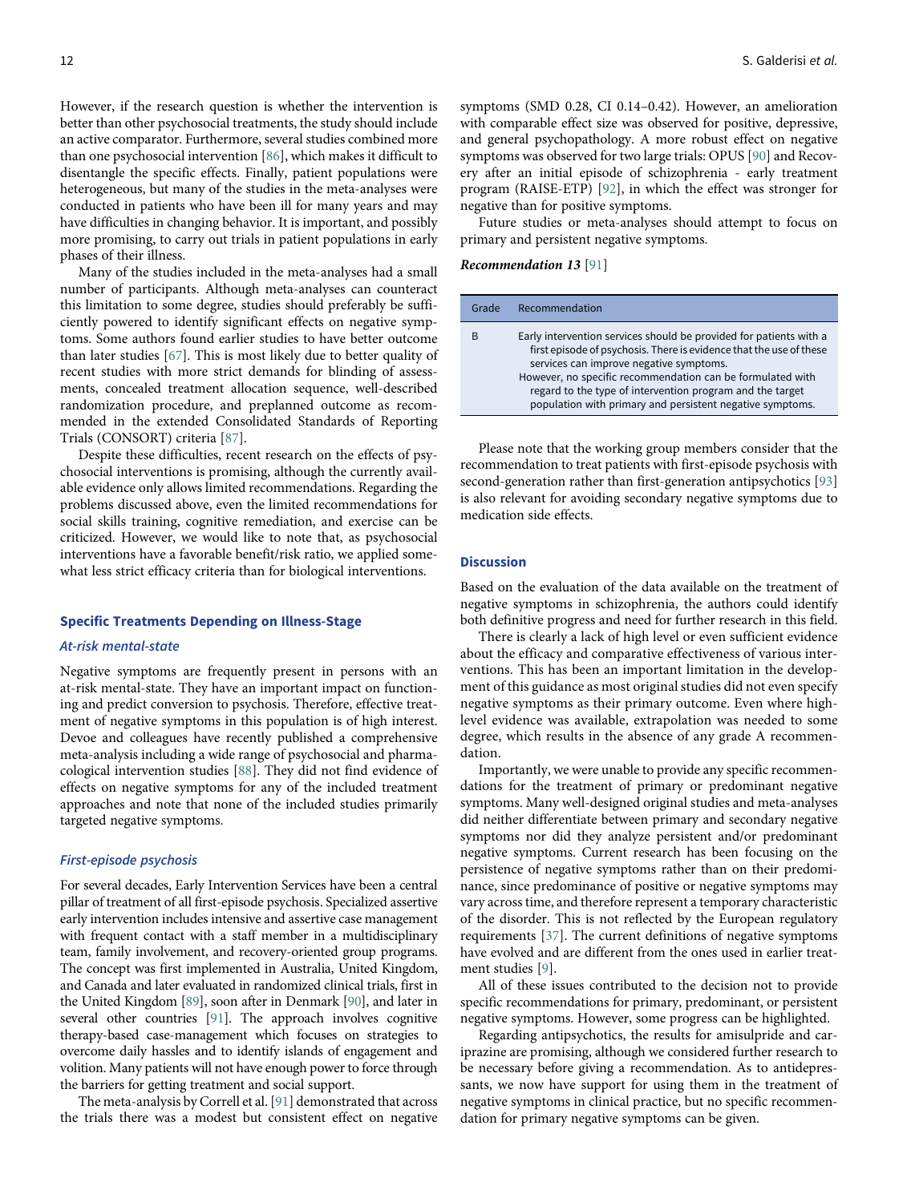However, if the research question is whether the intervention is better than other psychosocial treatments, the study should include an active comparator. Furthermore, several studies combined more than one psychosocial intervention [86], which makes it difficult to disentangle the specific effects. Finally, patient populations were heterogeneous, but many of the studies in the meta-analyses were conducted in patients who have been ill for many years and may have difficulties in changing behavior. It is important, and possibly more promising, to carry out trials in patient populations in early phases of their illness.

Many of the studies included in the meta-analyses had a small number of participants. Although meta-analyses can counteract this limitation to some degree, studies should preferably be sufficiently powered to identify significant effects on negative symptoms. Some authors found earlier studies to have better outcome than later studies [67]. This is most likely due to better quality of recent studies with more strict demands for blinding of assessments, concealed treatment allocation sequence, well-described randomization procedure, and preplanned outcome as recommended in the extended Consolidated Standards of Reporting Trials (CONSORT) criteria [87].

Despite these difficulties, recent research on the effects of psychosocial interventions is promising, although the currently available evidence only allows limited recommendations. Regarding the problems discussed above, even the limited recommendations for social skills training, cognitive remediation, and exercise can be criticized. However, we would like to note that, as psychosocial interventions have a favorable benefit/risk ratio, we applied somewhat less strict efficacy criteria than for biological interventions.

## Specific Treatments Depending on Illness-Stage

### At-risk mental-state

Negative symptoms are frequently present in persons with an at-risk mental-state. They have an important impact on functioning and predict conversion to psychosis. Therefore, effective treatment of negative symptoms in this population is of high interest. Devoe and colleagues have recently published a comprehensive meta-analysis including a wide range of psychosocial and pharmacological intervention studies [88]. They did not find evidence of effects on negative symptoms for any of the included treatment approaches and note that none of the included studies primarily targeted negative symptoms.

### First-episode psychosis

For several decades, Early Intervention Services have been a central pillar of treatment of all first-episode psychosis. Specialized assertive early intervention includes intensive and assertive case management with frequent contact with a staff member in a multidisciplinary team, family involvement, and recovery-oriented group programs. The concept was first implemented in Australia, United Kingdom, and Canada and later evaluated in randomized clinical trials, first in the United Kingdom [89], soon after in Denmark [90], and later in several other countries [91]. The approach involves cognitive therapy-based case-management which focuses on strategies to overcome daily hassles and to identify islands of engagement and volition. Many patients will not have enough power to force through the barriers for getting treatment and social support.

The meta-analysis by Correll et al. [91] demonstrated that across the trials there was a modest but consistent effect on negative symptoms (SMD 0.28, CI 0.14–0.42). However, an amelioration with comparable effect size was observed for positive, depressive, and general psychopathology. A more robust effect on negative symptoms was observed for two large trials: OPUS [90] and Recovery after an initial episode of schizophrenia - early treatment program (RAISE-ETP) [92], in which the effect was stronger for negative than for positive symptoms.

Future studies or meta-analyses should attempt to focus on primary and persistent negative symptoms.

***Recommendation 13*** [91]

| Grade | Recommendation |
|---|---|
| B | Early intervention services should be provided for patients with a first episode of psychosis. There is evidence that the use of these services can improve negative symptoms. However, no specific recommendation can be formulated with regard to the type of intervention program and the target population with primary and persistent negative symptoms. |

Please note that the working group members consider that the recommendation to treat patients with first-episode psychosis with second-generation rather than first-generation antipsychotics [93] is also relevant for avoiding secondary negative symptoms due to medication side effects.

## Discussion

Based on the evaluation of the data available on the treatment of negative symptoms in schizophrenia, the authors could identify both definitive progress and need for further research in this field.

There is clearly a lack of high level or even sufficient evidence about the efficacy and comparative effectiveness of various interventions. This has been an important limitation in the development of this guidance as most original studies did not even specify negative symptoms as their primary outcome. Even where high-level evidence was available, extrapolation was needed to some degree, which results in the absence of any grade A recommendation.

Importantly, we were unable to provide any specific recommendations for the treatment of primary or predominant negative symptoms. Many well-designed original studies and meta-analyses did neither differentiate between primary and secondary negative symptoms nor did they analyze persistent and/or predominant negative symptoms. Current research has been focusing on the persistence of negative symptoms rather than on their predominance, since predominance of positive or negative symptoms may vary across time, and therefore represent a temporary characteristic of the disorder. This is not reflected by the European regulatory requirements [37]. The current definitions of negative symptoms have evolved and are different from the ones used in earlier treatment studies [9].

All of these issues contributed to the decision not to provide specific recommendations for primary, predominant, or persistent negative symptoms. However, some progress can be highlighted.

Regarding antipsychotics, the results for amisulpride and cariprazine are promising, although we considered further research to be necessary before giving a recommendation. As to antidepressants, we now have support for using them in the treatment of negative symptoms in clinical practice, but no specific recommendation for primary negative symptoms can be given.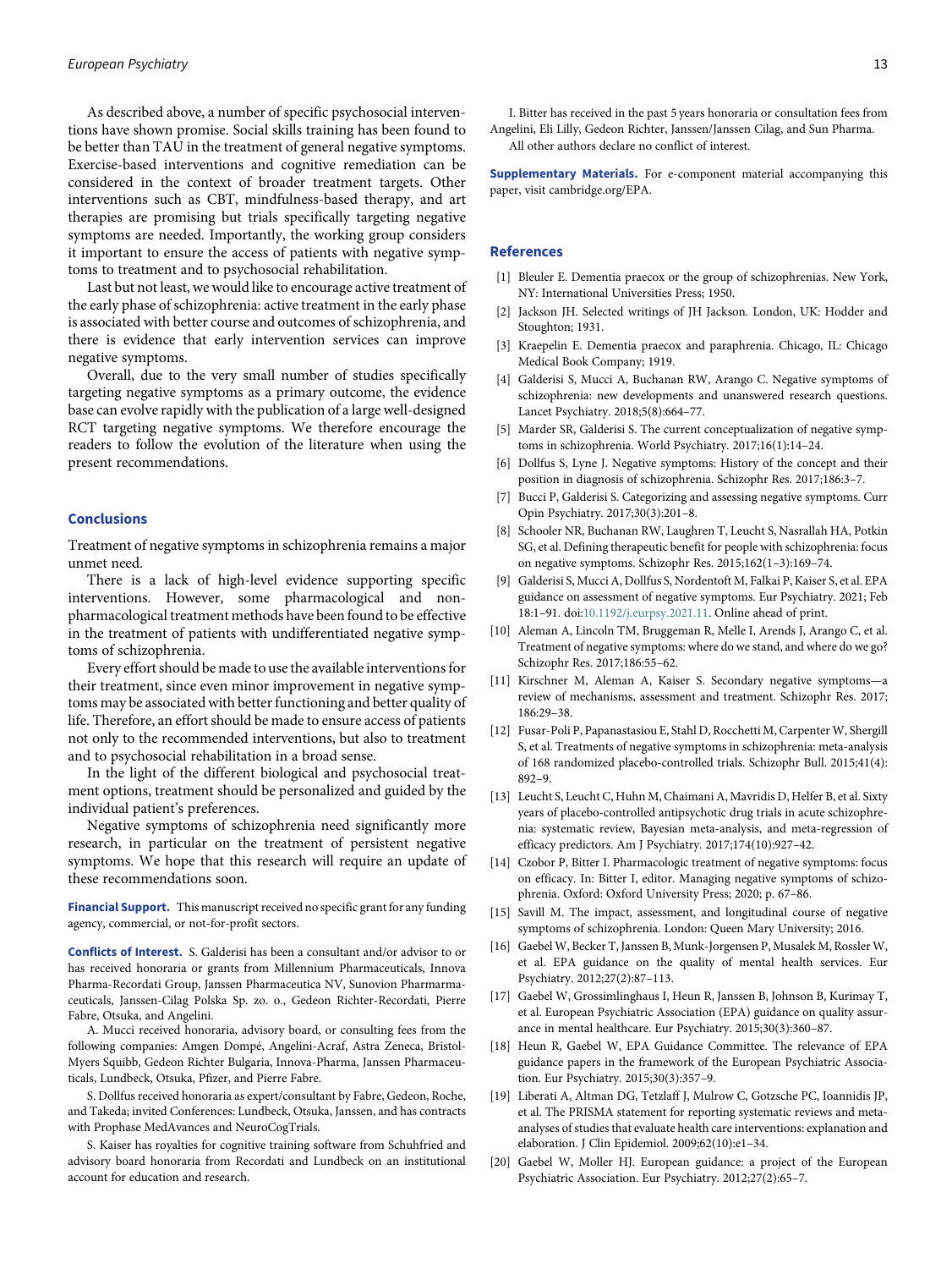As described above, a number of specific psychosocial interventions have shown promise. Social skills training has been found to be better than TAU in the treatment of general negative symptoms. Exercise-based interventions and cognitive remediation can be considered in the context of broader treatment targets. Other interventions such as CBT, mindfulness-based therapy, and art therapies are promising but trials specifically targeting negative symptoms are needed. Importantly, the working group considers it important to ensure the access of patients with negative symptoms to treatment and to psychosocial rehabilitation.

Last but not least, we would like to encourage active treatment of the early phase of schizophrenia: active treatment in the early phase is associated with better course and outcomes of schizophrenia, and there is evidence that early intervention services can improve negative symptoms.

Overall, due to the very small number of studies specifically targeting negative symptoms as a primary outcome, the evidence base can evolve rapidly with the publication of a large well-designed RCT targeting negative symptoms. We therefore encourage the readers to follow the evolution of the literature when using the present recommendations.

## Conclusions

Treatment of negative symptoms in schizophrenia remains a major unmet need.

There is a lack of high-level evidence supporting specific interventions. However, some pharmacological and non-pharmacological treatment methods have been found to be effective in the treatment of patients with undifferentiated negative symptoms of schizophrenia.

Every effort should be made to use the available interventions for their treatment, since even minor improvement in negative symptoms may be associated with better functioning and better quality of life. Therefore, an effort should be made to ensure access of patients not only to the recommended interventions, but also to treatment and to psychosocial rehabilitation in a broad sense.

In the light of the different biological and psychosocial treatment options, treatment should be personalized and guided by the individual patient's preferences.

Negative symptoms of schizophrenia need significantly more research, in particular on the treatment of persistent negative symptoms. We hope that this research will require an update of these recommendations soon.

**Financial Support.** This manuscript received no specific grant for any funding agency, commercial, or not-for-profit sectors.

**Conflicts of Interest.** S. Galderisi has been a consultant and/or advisor to or has received honoraria or grants from Millennium Pharmaceuticals, Innova Pharma-Recordati Group, Janssen Pharmaceutica NV, Sunovion Pharmarmaceuticals, Janssen-Cilag Polska Sp. zo. o., Gedeon Richter-Recordati, Pierre Fabre, Otsuka, and Angelini.

A. Mucci received honoraria, advisory board, or consulting fees from the following companies: Amgen Dompé, Angelini-Acraf, Astra Zeneca, Bristol-Myers Squibb, Gedeon Richter Bulgaria, Innova-Pharma, Janssen Pharmaceuticals, Lundbeck, Otsuka, Pfizer, and Pierre Fabre.

S. Dollfus received honoraria as expert/consultant by Fabre, Gedeon, Roche, and Takeda; invited Conferences: Lundbeck, Otsuka, Janssen, and has contracts with Prophase MedAvances and NeuroCogTrials.

S. Kaiser has royalties for cognitive training software from Schuhfried and advisory board honoraria from Recordati and Lundbeck on an institutional account for education and research.

I. Bitter has received in the past 5 years honoraria or consultation fees from Angelini, Eli Lilly, Gedeon Richter, Janssen/Janssen Cilag, and Sun Pharma.

All other authors declare no conflict of interest.

**Supplementary Materials.** For e-component material accompanying this paper, visit cambridge.org/EPA.

## References

[1] Bleuler E. Dementia praecox or the group of schizophrenias. New York, NY: International Universities Press; 1950.

[2] Jackson JH. Selected writings of JH Jackson. London, UK: Hodder and Stoughton; 1931.

[3] Kraepelin E. Dementia praecox and paraphrenia. Chicago, IL: Chicago Medical Book Company; 1919.

[4] Galderisi S, Mucci A, Buchanan RW, Arango C. Negative symptoms of schizophrenia: new developments and unanswered research questions. Lancet Psychiatry. 2018;5(8):664–77.

[5] Marder SR, Galderisi S. The current conceptualization of negative symptoms in schizophrenia. World Psychiatry. 2017;16(1):14–24.

[6] Dollfus S, Lyne J. Negative symptoms: History of the concept and their position in diagnosis of schizophrenia. Schizophr Res. 2017;186:3–7.

[7] Bucci P, Galderisi S. Categorizing and assessing negative symptoms. Curr Opin Psychiatry. 2017;30(3):201–8.

[8] Schooler NR, Buchanan RW, Laughren T, Leucht S, Nasrallah HA, Potkin SG, et al. Defining therapeutic benefit for people with schizophrenia: focus on negative symptoms. Schizophr Res. 2015;162(1–3):169–74.

[9] Galderisi S, Mucci A, Dollfus S, Nordentoft M, Falkai P, Kaiser S, et al. EPA guidance on assessment of negative symptoms. Eur Psychiatry. 2021; Feb 18:1–91. doi:10.1192/j.eurpsy.2021.11. Online ahead of print.

[10] Aleman A, Lincoln TM, Bruggeman R, Melle I, Arends J, Arango C, et al. Treatment of negative symptoms: where do we stand, and where do we go? Schizophr Res. 2017;186:55–62.

[11] Kirschner M, Aleman A, Kaiser S. Secondary negative symptoms—a review of mechanisms, assessment and treatment. Schizophr Res. 2017; 186:29–38.

[12] Fusar-Poli P, Papanastasiou E, Stahl D, Rocchetti M, Carpenter W, Shergill S, et al. Treatments of negative symptoms in schizophrenia: meta-analysis of 168 randomized placebo-controlled trials. Schizophr Bull. 2015;41(4): 892–9.

[13] Leucht S, Leucht C, Huhn M, Chaimani A, Mavridis D, Helfer B, et al. Sixty years of placebo-controlled antipsychotic drug trials in acute schizophrenia: systematic review, Bayesian meta-analysis, and meta-regression of efficacy predictors. Am J Psychiatry. 2017;174(10):927–42.

[14] Czobor P, Bitter I. Pharmacologic treatment of negative symptoms: focus on efficacy. In: Bitter I, editor. Managing negative symptoms of schizophrenia. Oxford: Oxford University Press; 2020; p. 67–86.

[15] Savill M. The impact, assessment, and longitudinal course of negative symptoms of schizophrenia. London: Queen Mary University; 2016.

[16] Gaebel W, Becker T, Janssen B, Munk-Jorgensen P, Musalek M, Rossler W, et al. EPA guidance on the quality of mental health services. Eur Psychiatry. 2012;27(2):87–113.

[17] Gaebel W, Grossimlinghaus I, Heun R, Janssen B, Johnson B, Kurimay T, et al. European Psychiatric Association (EPA) guidance on quality assurance in mental healthcare. Eur Psychiatry. 2015;30(3):360–87.

[18] Heun R, Gaebel W, EPA Guidance Committee. The relevance of EPA guidance papers in the framework of the European Psychiatric Association. Eur Psychiatry. 2015;30(3):357–9.

[19] Liberati A, Altman DG, Tetzlaff J, Mulrow C, Gotzsche PC, Ioannidis JP, et al. The PRISMA statement for reporting systematic reviews and meta-analyses of studies that evaluate health care interventions: explanation and elaboration. J Clin Epidemiol. 2009;62(10):e1–34.

[20] Gaebel W, Moller HJ. European guidance: a project of the European Psychiatric Association. Eur Psychiatry. 2012;27(2):65–7.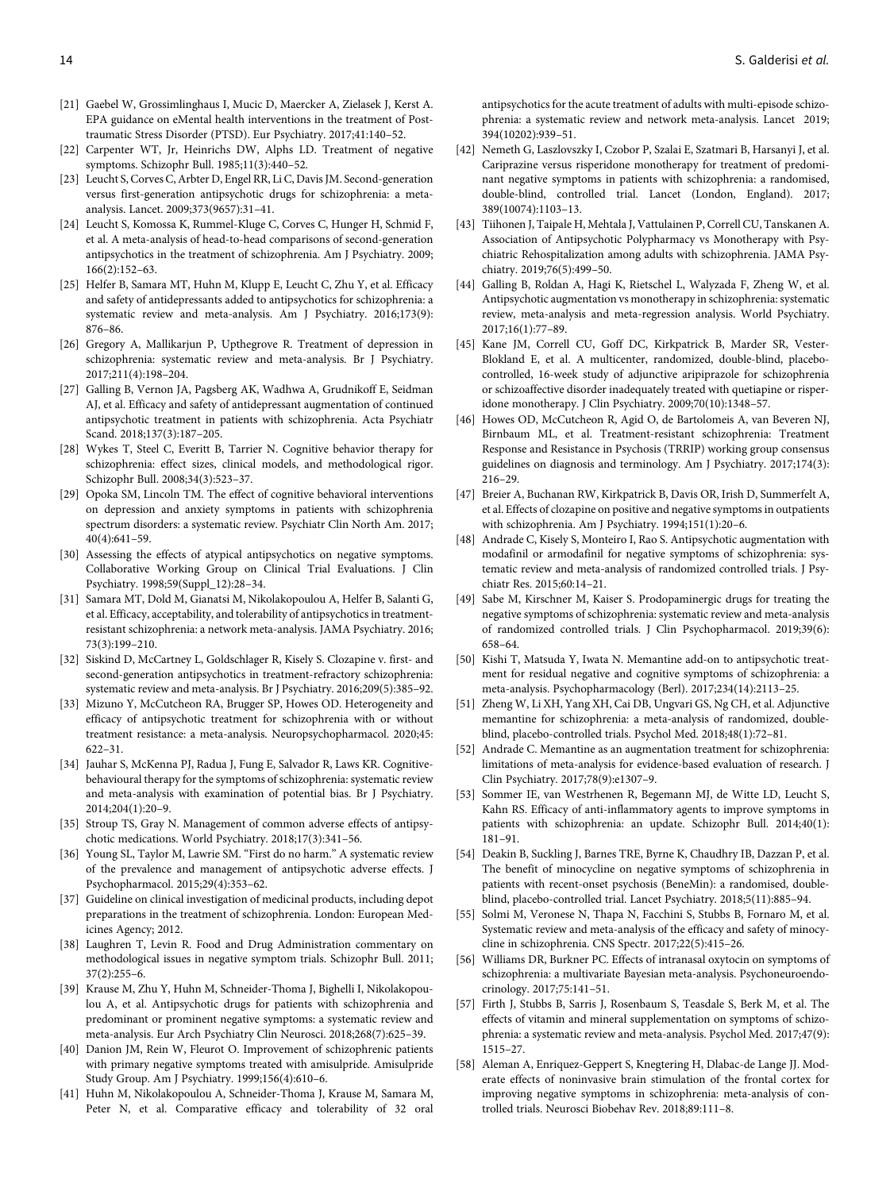[21] Gaebel W, Grossimlinghaus I, Mucic D, Maercker A, Zielasek J, Kerst A. EPA guidance on eMental health interventions in the treatment of Posttraumatic Stress Disorder (PTSD). Eur Psychiatry. 2017;41:140–52.

[22] Carpenter WT, Jr, Heinrichs DW, Alphs LD. Treatment of negative symptoms. Schizophr Bull. 1985;11(3):440–52.

[23] Leucht S, Corves C, Arbter D, Engel RR, Li C, Davis JM. Second-generation versus first-generation antipsychotic drugs for schizophrenia: a meta-analysis. Lancet. 2009;373(9657):31–41.

[24] Leucht S, Komossa K, Rummel-Kluge C, Corves C, Hunger H, Schmid F, et al. A meta-analysis of head-to-head comparisons of second-generation antipsychotics in the treatment of schizophrenia. Am J Psychiatry. 2009; 166(2):152–63.

[25] Helfer B, Samara MT, Huhn M, Klupp E, Leucht C, Zhu Y, et al. Efficacy and safety of antidepressants added to antipsychotics for schizophrenia: a systematic review and meta-analysis. Am J Psychiatry. 2016;173(9): 876–86.

[26] Gregory A, Mallikarjun P, Upthegrove R. Treatment of depression in schizophrenia: systematic review and meta-analysis. Br J Psychiatry. 2017;211(4):198–204.

[27] Galling B, Vernon JA, Pagsberg AK, Wadhwa A, Grudnikoff E, Seidman AJ, et al. Efficacy and safety of antidepressant augmentation of continued antipsychotic treatment in patients with schizophrenia. Acta Psychiatr Scand. 2018;137(3):187–205.

[28] Wykes T, Steel C, Everitt B, Tarrier N. Cognitive behavior therapy for schizophrenia: effect sizes, clinical models, and methodological rigor. Schizophr Bull. 2008;34(3):523–37.

[29] Opoka SM, Lincoln TM. The effect of cognitive behavioral interventions on depression and anxiety symptoms in patients with schizophrenia spectrum disorders: a systematic review. Psychiatr Clin North Am. 2017; 40(4):641–59.

[30] Assessing the effects of atypical antipsychotics on negative symptoms. Collaborative Working Group on Clinical Trial Evaluations. J Clin Psychiatry. 1998;59(Suppl_12):28–34.

[31] Samara MT, Dold M, Gianatsi M, Nikolakopoulou A, Helfer B, Salanti G, et al. Efficacy, acceptability, and tolerability of antipsychotics in treatment-resistant schizophrenia: a network meta-analysis. JAMA Psychiatry. 2016; 73(3):199–210.

[32] Siskind D, McCartney L, Goldschlager R, Kisely S. Clozapine v. first- and second-generation antipsychotics in treatment-refractory schizophrenia: systematic review and meta-analysis. Br J Psychiatry. 2016;209(5):385–92.

[33] Mizuno Y, McCutcheon RA, Brugger SP, Howes OD. Heterogeneity and efficacy of antipsychotic treatment for schizophrenia with or without treatment resistance: a meta-analysis. Neuropsychopharmacol. 2020;45: 622–31.

[34] Jauhar S, McKenna PJ, Radua J, Fung E, Salvador R, Laws KR. Cognitive-behavioural therapy for the symptoms of schizophrenia: systematic review and meta-analysis with examination of potential bias. Br J Psychiatry. 2014;204(1):20–9.

[35] Stroup TS, Gray N. Management of common adverse effects of antipsychotic medications. World Psychiatry. 2018;17(3):341–56.

[36] Young SL, Taylor M, Lawrie SM. "First do no harm." A systematic review of the prevalence and management of antipsychotic adverse effects. J Psychopharmacol. 2015;29(4):353–62.

[37] Guideline on clinical investigation of medicinal products, including depot preparations in the treatment of schizophrenia. London: European Medicines Agency; 2012.

[38] Laughren T, Levin R. Food and Drug Administration commentary on methodological issues in negative symptom trials. Schizophr Bull. 2011; 37(2):255–6.

[39] Krause M, Zhu Y, Huhn M, Schneider-Thoma J, Bighelli I, Nikolakopoulou A, et al. Antipsychotic drugs for patients with schizophrenia and predominant or prominent negative symptoms: a systematic review and meta-analysis. Eur Arch Psychiatry Clin Neurosci. 2018;268(7):625–39.

[40] Danion JM, Rein W, Fleurot O. Improvement of schizophrenic patients with primary negative symptoms treated with amisulpride. Amisulpride Study Group. Am J Psychiatry. 1999;156(4):610–6.

[41] Huhn M, Nikolakopoulou A, Schneider-Thoma J, Krause M, Samara M, Peter N, et al. Comparative efficacy and tolerability of 32 oral antipsychotics for the acute treatment of adults with multi-episode schizophrenia: a systematic review and network meta-analysis. Lancet 2019; 394(10202):939–51.

[42] Nemeth G, Laszlovszky I, Czobor P, Szalai E, Szatmari B, Harsanyi J, et al. Cariprazine versus risperidone monotherapy for treatment of predominant negative symptoms in patients with schizophrenia: a randomised, double-blind, controlled trial. Lancet (London, England). 2017; 389(10074):1103–13.

[43] Tiihonen J, Taipale H, Mehtala J, Vattulainen P, Correll CU, Tanskanen A. Association of Antipsychotic Polypharmacy vs Monotherapy with Psychiatric Rehospitalization among adults with schizophrenia. JAMA Psychiatry. 2019;76(5):499–50.

[44] Galling B, Roldan A, Hagi K, Rietschel L, Walyzada F, Zheng W, et al. Antipsychotic augmentation vs monotherapy in schizophrenia: systematic review, meta-analysis and meta-regression analysis. World Psychiatry. 2017;16(1):77–89.

[45] Kane JM, Correll CU, Goff DC, Kirkpatrick B, Marder SR, Vester-Blokland E, et al. A multicenter, randomized, double-blind, placebo-controlled, 16-week study of adjunctive aripiprazole for schizophrenia or schizoaffective disorder inadequately treated with quetiapine or risperidone monotherapy. J Clin Psychiatry. 2009;70(10):1348–57.

[46] Howes OD, McCutcheon R, Agid O, de Bartolomeis A, van Beveren NJ, Birnbaum ML, et al. Treatment-resistant schizophrenia: Treatment Response and Resistance in Psychosis (TRRIP) working group consensus guidelines on diagnosis and terminology. Am J Psychiatry. 2017;174(3): 216–29.

[47] Breier A, Buchanan RW, Kirkpatrick B, Davis OR, Irish D, Summerfelt A, et al. Effects of clozapine on positive and negative symptoms in outpatients with schizophrenia. Am J Psychiatry. 1994;151(1):20–6.

[48] Andrade C, Kisely S, Monteiro I, Rao S. Antipsychotic augmentation with modafinil or armodafinil for negative symptoms of schizophrenia: systematic review and meta-analysis of randomized controlled trials. J Psychiatr Res. 2015;60:14–21.

[49] Sabe M, Kirschner M, Kaiser S. Prodopaminergic drugs for treating the negative symptoms of schizophrenia: systematic review and meta-analysis of randomized controlled trials. J Clin Psychopharmacol. 2019;39(6): 658–64.

[50] Kishi T, Matsuda Y, Iwata N. Memantine add-on to antipsychotic treatment for residual negative and cognitive symptoms of schizophrenia: a meta-analysis. Psychopharmacology (Berl). 2017;234(14):2113–25.

[51] Zheng W, Li XH, Yang XH, Cai DB, Ungvari GS, Ng CH, et al. Adjunctive memantine for schizophrenia: a meta-analysis of randomized, double-blind, placebo-controlled trials. Psychol Med. 2018;48(1):72–81.

[52] Andrade C. Memantine as an augmentation treatment for schizophrenia: limitations of meta-analysis for evidence-based evaluation of research. J Clin Psychiatry. 2017;78(9):e1307–9.

[53] Sommer IE, van Westrhenen R, Begemann MJ, de Witte LD, Leucht S, Kahn RS. Efficacy of anti-inflammatory agents to improve symptoms in patients with schizophrenia: an update. Schizophr Bull. 2014;40(1): 181–91.

[54] Deakin B, Suckling J, Barnes TRE, Byrne K, Chaudhry IB, Dazzan P, et al. The benefit of minocycline on negative symptoms of schizophrenia in patients with recent-onset psychosis (BeneMin): a randomised, double-blind, placebo-controlled trial. Lancet Psychiatry. 2018;5(11):885–94.

[55] Solmi M, Veronese N, Thapa N, Facchini S, Stubbs B, Fornaro M, et al. Systematic review and meta-analysis of the efficacy and safety of minocycline in schizophrenia. CNS Spectr. 2017;22(5):415–26.

[56] Williams DR, Burkner PC. Effects of intranasal oxytocin on symptoms of schizophrenia: a multivariate Bayesian meta-analysis. Psychoneuroendocrinology. 2017;75:141–51.

[57] Firth J, Stubbs B, Sarris J, Rosenbaum S, Teasdale S, Berk M, et al. The effects of vitamin and mineral supplementation on symptoms of schizophrenia: a systematic review and meta-analysis. Psychol Med. 2017;47(9): 1515–27.

[58] Aleman A, Enriquez-Geppert S, Knegtering H, Dlabac-de Lange JJ. Moderate effects of noninvasive brain stimulation of the frontal cortex for improving negative symptoms in schizophrenia: meta-analysis of controlled trials. Neurosci Biobehav Rev. 2018;89:111–8.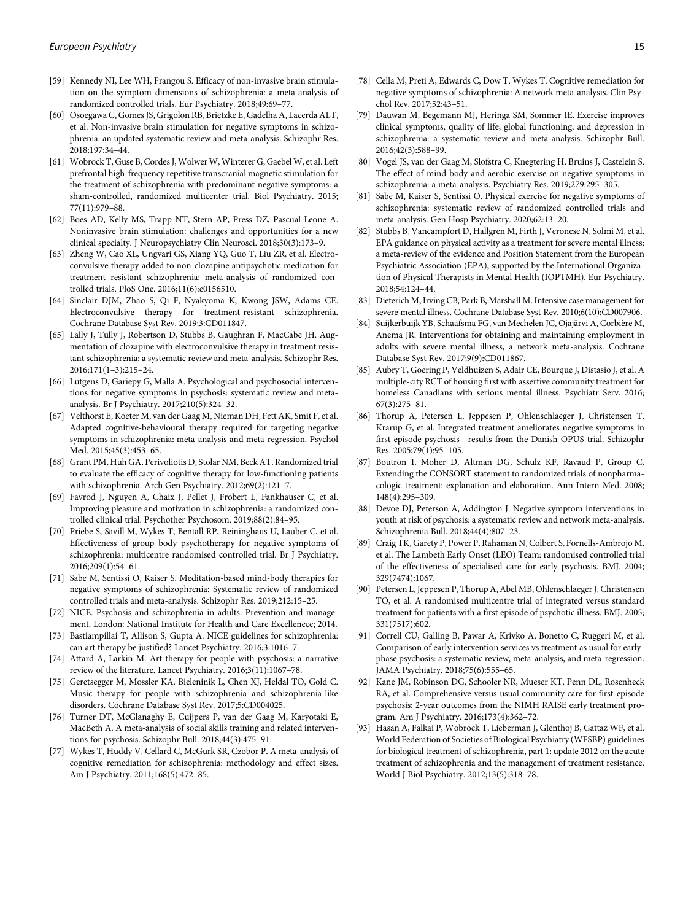[59] Kennedy NI, Lee WH, Frangou S. Efficacy of non-invasive brain stimulation on the symptom dimensions of schizophrenia: a meta-analysis of randomized controlled trials. Eur Psychiatry. 2018;49:69–77.

[60] Osoegawa C, Gomes JS, Grigolon RB, Brietzke E, Gadelha A, Lacerda ALT, et al. Non-invasive brain stimulation for negative symptoms in schizophrenia: an updated systematic review and meta-analysis. Schizophr Res. 2018;197:34–44.

[61] Wobrock T, Guse B, Cordes J, Wolwer W, Winterer G, Gaebel W, et al. Left prefrontal high-frequency repetitive transcranial magnetic stimulation for the treatment of schizophrenia with predominant negative symptoms: a sham-controlled, randomized multicenter trial. Biol Psychiatry. 2015; 77(11):979–88.

[62] Boes AD, Kelly MS, Trapp NT, Stern AP, Press DZ, Pascual-Leone A. Noninvasive brain stimulation: challenges and opportunities for a new clinical specialty. J Neuropsychiatry Clin Neurosci. 2018;30(3):173–9.

[63] Zheng W, Cao XL, Ungvari GS, Xiang YQ, Guo T, Liu ZR, et al. Electroconvulsive therapy added to non-clozapine antipsychotic medication for treatment resistant schizophrenia: meta-analysis of randomized controlled trials. PloS One. 2016;11(6):e0156510.

[64] Sinclair DJM, Zhao S, Qi F, Nyakyoma K, Kwong JSW, Adams CE. Electroconvulsive therapy for treatment-resistant schizophrenia. Cochrane Database Syst Rev. 2019;3:CD011847.

[65] Lally J, Tully J, Robertson D, Stubbs B, Gaughran F, MacCabe JH. Augmentation of clozapine with electroconvulsive therapy in treatment resistant schizophrenia: a systematic review and meta-analysis. Schizophr Res. 2016;171(1–3):215–24.

[66] Lutgens D, Gariepy G, Malla A. Psychological and psychosocial interventions for negative symptoms in psychosis: systematic review and meta-analysis. Br J Psychiatry. 2017;210(5):324–32.

[67] Velthorst E, Koeter M, van der Gaag M, Nieman DH, Fett AK, Smit F, et al. Adapted cognitive-behavioural therapy required for targeting negative symptoms in schizophrenia: meta-analysis and meta-regression. Psychol Med. 2015;45(3):453–65.

[68] Grant PM, Huh GA, Perivoliotis D, Stolar NM, Beck AT. Randomized trial to evaluate the efficacy of cognitive therapy for low-functioning patients with schizophrenia. Arch Gen Psychiatry. 2012;69(2):121–7.

[69] Favrod J, Nguyen A, Chaix J, Pellet J, Frobert L, Fankhauser C, et al. Improving pleasure and motivation in schizophrenia: a randomized controlled clinical trial. Psychother Psychosom. 2019;88(2):84–95.

[70] Priebe S, Savill M, Wykes T, Bentall RP, Reininghaus U, Lauber C, et al. Effectiveness of group body psychotherapy for negative symptoms of schizophrenia: multicentre randomised controlled trial. Br J Psychiatry. 2016;209(1):54–61.

[71] Sabe M, Sentissi O, Kaiser S. Meditation-based mind-body therapies for negative symptoms of schizophrenia: Systematic review of randomized controlled trials and meta-analysis. Schizophr Res. 2019;212:15–25.

[72] NICE. Psychosis and schizophrenia in adults: Prevention and management. London: National Institute for Health and Care Excellenece; 2014.

[73] Bastiampillai T, Allison S, Gupta A. NICE guidelines for schizophrenia: can art therapy be justified? Lancet Psychiatry. 2016;3:1016–7.

[74] Attard A, Larkin M. Art therapy for people with psychosis: a narrative review of the literature. Lancet Psychiatry. 2016;3(11):1067–78.

[75] Geretsegger M, Mossler KA, Bieleninik L, Chen XJ, Heldal TO, Gold C. Music therapy for people with schizophrenia and schizophrenia-like disorders. Cochrane Database Syst Rev. 2017;5:CD004025.

[76] Turner DT, McGlanaghy E, Cuijpers P, van der Gaag M, Karyotaki E, MacBeth A. A meta-analysis of social skills training and related interventions for psychosis. Schizophr Bull. 2018;44(3):475–91.

[77] Wykes T, Huddy V, Cellard C, McGurk SR, Czobor P. A meta-analysis of cognitive remediation for schizophrenia: methodology and effect sizes. Am J Psychiatry. 2011;168(5):472–85.

[78] Cella M, Preti A, Edwards C, Dow T, Wykes T. Cognitive remediation for negative symptoms of schizophrenia: A network meta-analysis. Clin Psychol Rev. 2017;52:43–51.

[79] Dauwan M, Begemann MJ, Heringa SM, Sommer IE. Exercise improves clinical symptoms, quality of life, global functioning, and depression in schizophrenia: a systematic review and meta-analysis. Schizophr Bull. 2016;42(3):588–99.

[80] Vogel JS, van der Gaag M, Slofstra C, Knegtering H, Bruins J, Castelein S. The effect of mind-body and aerobic exercise on negative symptoms in schizophrenia: a meta-analysis. Psychiatry Res. 2019;279:295–305.

[81] Sabe M, Kaiser S, Sentissi O. Physical exercise for negative symptoms of schizophrenia: systematic review of randomized controlled trials and meta-analysis. Gen Hosp Psychiatry. 2020;62:13–20.

[82] Stubbs B, Vancampfort D, Hallgren M, Firth J, Veronese N, Solmi M, et al. EPA guidance on physical activity as a treatment for severe mental illness: a meta-review of the evidence and Position Statement from the European Psychiatric Association (EPA), supported by the International Organization of Physical Therapists in Mental Health (IOPTMH). Eur Psychiatry. 2018;54:124–44.

[83] Dieterich M, Irving CB, Park B, Marshall M. Intensive case management for severe mental illness. Cochrane Database Syst Rev. 2010;6(10):CD007906.

[84] Suijkerbuijk YB, Schaafsma FG, van Mechelen JC, Ojajärvi A, Corbière M, Anema JR. Interventions for obtaining and maintaining employment in adults with severe mental illness, a network meta-analysis. Cochrane Database Syst Rev. 2017;9(9):CD011867.

[85] Aubry T, Goering P, Veldhuizen S, Adair CE, Bourque J, Distasio J, et al. A multiple-city RCT of housing first with assertive community treatment for homeless Canadians with serious mental illness. Psychiatr Serv. 2016; 67(3):275–81.

[86] Thorup A, Petersen L, Jeppesen P, Ohlenschlaeger J, Christensen T, Krarup G, et al. Integrated treatment ameliorates negative symptoms in first episode psychosis—results from the Danish OPUS trial. Schizophr Res. 2005;79(1):95–105.

[87] Boutron I, Moher D, Altman DG, Schulz KF, Ravaud P, Group C. Extending the CONSORT statement to randomized trials of nonpharmacologic treatment: explanation and elaboration. Ann Intern Med. 2008; 148(4):295–309.

[88] Devoe DJ, Peterson A, Addington J. Negative symptom interventions in youth at risk of psychosis: a systematic review and network meta-analysis. Schizophrenia Bull. 2018;44(4):807–23.

[89] Craig TK, Garety P, Power P, Rahaman N, Colbert S, Fornells-Ambrojo M, et al. The Lambeth Early Onset (LEO) Team: randomised controlled trial of the effectiveness of specialised care for early psychosis. BMJ. 2004; 329(7474):1067.

[90] Petersen L, Jeppesen P, Thorup A, Abel MB, Ohlenschlaeger J, Christensen TO, et al. A randomised multicentre trial of integrated versus standard treatment for patients with a first episode of psychotic illness. BMJ. 2005; 331(7517):602.

[91] Correll CU, Galling B, Pawar A, Krivko A, Bonetto C, Ruggeri M, et al. Comparison of early intervention services vs treatment as usual for early-phase psychosis: a systematic review, meta-analysis, and meta-regression. JAMA Psychiatry. 2018;75(6):555–65.

[92] Kane JM, Robinson DG, Schooler NR, Mueser KT, Penn DL, Rosenheck RA, et al. Comprehensive versus usual community care for first-episode psychosis: 2-year outcomes from the NIMH RAISE early treatment program. Am J Psychiatry. 2016;173(4):362–72.

[93] Hasan A, Falkai P, Wobrock T, Lieberman J, Glenthoj B, Gattaz WF, et al. World Federation of Societies of Biological Psychiatry (WFSBP) guidelines for biological treatment of schizophrenia, part 1: update 2012 on the acute treatment of schizophrenia and the management of treatment resistance. World J Biol Psychiatry. 2012;13(5):318–78.